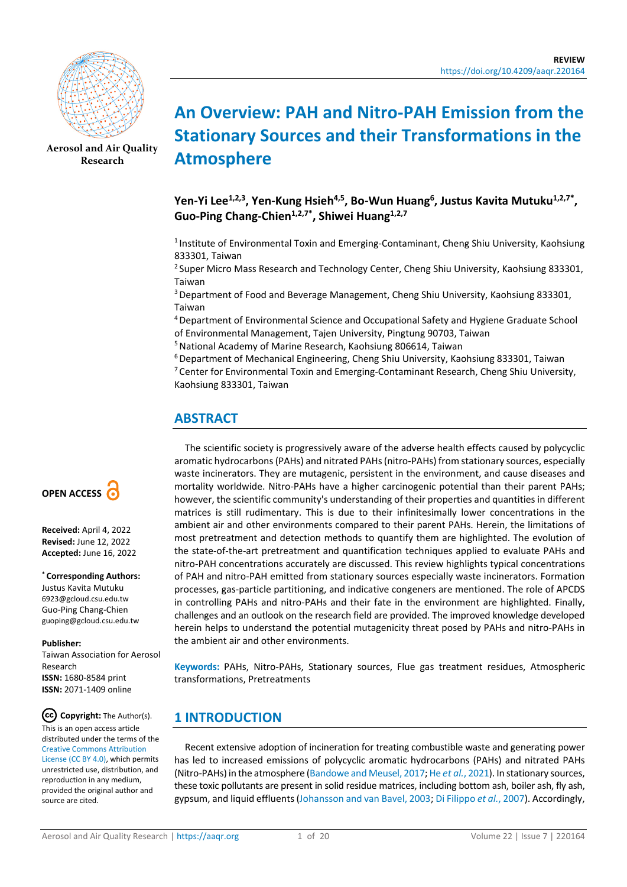REVIEW

https://doi.org/10.4209/aaqr.220164

# An Overview: PAH and Nitro-PAH Emission from the Stationary Sources and their Transformations in the Atmosphere

**Yen-Yi Lee[1,2,3], Yen-Kung Hsieh[4,5], Bo-Wun Huang[6], Justus Kavita Mutuku[1,2,7*], Guo-Ping Chang-Chien[1,2,7*], Shiwei Huang[1,2,7]**

[1] Institute of Environmental Toxin and Emerging-Contaminant, Cheng Shiu University, Kaohsiung 833301, Taiwan
[2] Super Micro Mass Research and Technology Center, Cheng Shiu University, Kaohsiung 833301, Taiwan
[3] Department of Food and Beverage Management, Cheng Shiu University, Kaohsiung 833301, Taiwan
[4] Department of Environmental Science and Occupational Safety and Hygiene Graduate School of Environmental Management, Tajen University, Pingtung 90703, Taiwan
[5] National Academy of Marine Research, Kaohsiung 806614, Taiwan
[6] Department of Mechanical Engineering, Cheng Shiu University, Kaohsiung 833301, Taiwan
[7] Center for Environmental Toxin and Emerging-Contaminant Research, Cheng Shiu University, Kaohsiung 833301, Taiwan

Aerosol and Air Quality Research

OPEN ACCESS

**Received:** April 4, 2022
**Revised:** June 12, 2022
**Accepted:** June 16, 2022

**[*] Corresponding Authors:**
Justus Kavita Mutuku
6923@gcloud.csu.edu.tw
Guo-Ping Chang-Chien
guoping@gcloud.csu.edu.tw

**Publisher:**
Taiwan Association for Aerosol Research
**ISSN:** 1680-8584 print
**ISSN:** 2071-1409 online

**Copyright:** The Author(s). This is an open access article distributed under the terms of the Creative Commons Attribution License (CC BY 4.0), which permits unrestricted use, distribution, and reproduction in any medium, provided the original author and source are cited.

## ABSTRACT

The scientific society is progressively aware of the adverse health effects caused by polycyclic aromatic hydrocarbons (PAHs) and nitrated PAHs (nitro-PAHs) from stationary sources, especially waste incinerators. They are mutagenic, persistent in the environment, and cause diseases and mortality worldwide. Nitro-PAHs have a higher carcinogenic potential than their parent PAHs; however, the scientific community's understanding of their properties and quantities in different matrices is still rudimentary. This is due to their infinitesimally lower concentrations in the ambient air and other environments compared to their parent PAHs. Herein, the limitations of most pretreatment and detection methods to quantify them are highlighted. The evolution of the state-of-the-art pretreatment and quantification techniques applied to evaluate PAHs and nitro-PAH concentrations accurately are discussed. This review highlights typical concentrations of PAH and nitro-PAH emitted from stationary sources especially waste incinerators. Formation processes, gas-particle partitioning, and indicative congeners are mentioned. The role of APCDS in controlling PAHs and nitro-PAHs and their fate in the environment are highlighted. Finally, challenges and an outlook on the research field are provided. The improved knowledge developed herein helps to understand the potential mutagenicity threat posed by PAHs and nitro-PAHs in the ambient air and other environments.

**Keywords:** PAHs, Nitro-PAHs, Stationary sources, Flue gas treatment residues, Atmospheric transformations, Pretreatments

## 1 INTRODUCTION

Recent extensive adoption of incineration for treating combustible waste and generating power has led to increased emissions of polycyclic aromatic hydrocarbons (PAHs) and nitrated PAHs (Nitro-PAHs) in the atmosphere (Bandowe and Meusel, 2017; He *et al.*, 2021). In stationary sources, these toxic pollutants are present in solid residue matrices, including bottom ash, boiler ash, fly ash, gypsum, and liquid effluents (Johansson and van Bavel, 2003; Di Filippo *et al.*, 2007). Accordingly,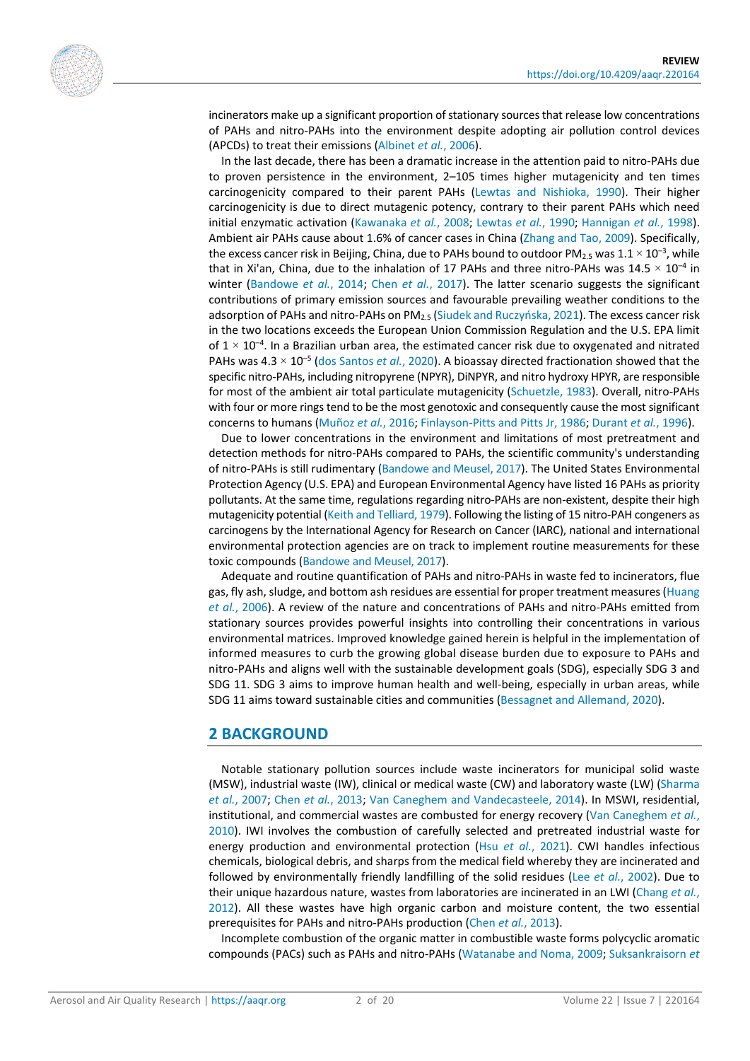incinerators make up a significant proportion of stationary sources that release low concentrations of PAHs and nitro-PAHs into the environment despite adopting air pollution control devices (APCDs) to treat their emissions (Albinet *et al.*, 2006).

In the last decade, there has been a dramatic increase in the attention paid to nitro-PAHs due to proven persistence in the environment, 2–105 times higher mutagenicity and ten times carcinogenicity compared to their parent PAHs (Lewtas and Nishioka, 1990). Their higher carcinogenicity is due to direct mutagenic potency, contrary to their parent PAHs which need initial enzymatic activation (Kawanaka *et al.*, 2008; Lewtas *et al.*, 1990; Hannigan *et al.*, 1998). Ambient air PAHs cause about 1.6% of cancer cases in China (Zhang and Tao, 2009). Specifically, the excess cancer risk in Beijing, China, due to PAHs bound to outdoor $PM_{2.5}$ was $1.1 \times 10^{-3}$, while that in Xi'an, China, due to the inhalation of 17 PAHs and three nitro-PAHs was $14.5 \times 10^{-4}$ in winter (Bandowe *et al.*, 2014; Chen *et al.*, 2017). The latter scenario suggests the significant contributions of primary emission sources and favourable prevailing weather conditions to the adsorption of PAHs and nitro-PAHs on $PM_{2.5}$ (Siudek and Ruczyńska, 2021). The excess cancer risk in the two locations exceeds the European Union Commission Regulation and the U.S. EPA limit of $1 \times 10^{-4}$. In a Brazilian urban area, the estimated cancer risk due to oxygenated and nitrated PAHs was $4.3 \times 10^{-5}$ (dos Santos *et al.*, 2020). A bioassay directed fractionation showed that the specific nitro-PAHs, including nitropyrene (NPYR), DiNPYR, and nitro hydroxy HPYR, are responsible for most of the ambient air total particulate mutagenicity (Schuetzle, 1983). Overall, nitro-PAHs with four or more rings tend to be the most genotoxic and consequently cause the most significant concerns to humans (Muñoz *et al.*, 2016; Finlayson-Pitts and Pitts Jr, 1986; Durant *et al.*, 1996).

Due to lower concentrations in the environment and limitations of most pretreatment and detection methods for nitro-PAHs compared to PAHs, the scientific community's understanding of nitro-PAHs is still rudimentary (Bandowe and Meusel, 2017). The United States Environmental Protection Agency (U.S. EPA) and European Environmental Agency have listed 16 PAHs as priority pollutants. At the same time, regulations regarding nitro-PAHs are non-existent, despite their high mutagenicity potential (Keith and Telliard, 1979). Following the listing of 15 nitro-PAH congeners as carcinogens by the International Agency for Research on Cancer (IARC), national and international environmental protection agencies are on track to implement routine measurements for these toxic compounds (Bandowe and Meusel, 2017).

Adequate and routine quantification of PAHs and nitro-PAHs in waste fed to incinerators, flue gas, fly ash, sludge, and bottom ash residues are essential for proper treatment measures (Huang *et al.*, 2006). A review of the nature and concentrations of PAHs and nitro-PAHs emitted from stationary sources provides powerful insights into controlling their concentrations in various environmental matrices. Improved knowledge gained herein is helpful in the implementation of informed measures to curb the growing global disease burden due to exposure to PAHs and nitro-PAHs and aligns well with the sustainable development goals (SDG), especially SDG 3 and SDG 11. SDG 3 aims to improve human health and well-being, especially in urban areas, while SDG 11 aims toward sustainable cities and communities (Bessagnet and Allemand, 2020).

## 2 BACKGROUND

Notable stationary pollution sources include waste incinerators for municipal solid waste (MSW), industrial waste (IW), clinical or medical waste (CW) and laboratory waste (LW) (Sharma *et al.*, 2007; Chen *et al.*, 2013; Van Caneghem and Vandecasteele, 2014). In MSWI, residential, institutional, and commercial wastes are combusted for energy recovery (Van Caneghem *et al.*, 2010). IWI involves the combustion of carefully selected and pretreated industrial waste for energy production and environmental protection (Hsu *et al.*, 2021). CWI handles infectious chemicals, biological debris, and sharps from the medical field whereby they are incinerated and followed by environmentally friendly landfilling of the solid residues (Lee *et al.*, 2002). Due to their unique hazardous nature, wastes from laboratories are incinerated in an LWI (Chang *et al.*, 2012). All these wastes have high organic carbon and moisture content, the two essential prerequisites for PAHs and nitro-PAHs production (Chen *et al.*, 2013).

Incomplete combustion of the organic matter in combustible waste forms polycyclic aromatic compounds (PACs) such as PAHs and nitro-PAHs (Watanabe and Noma, 2009; Suksankraisorn *et*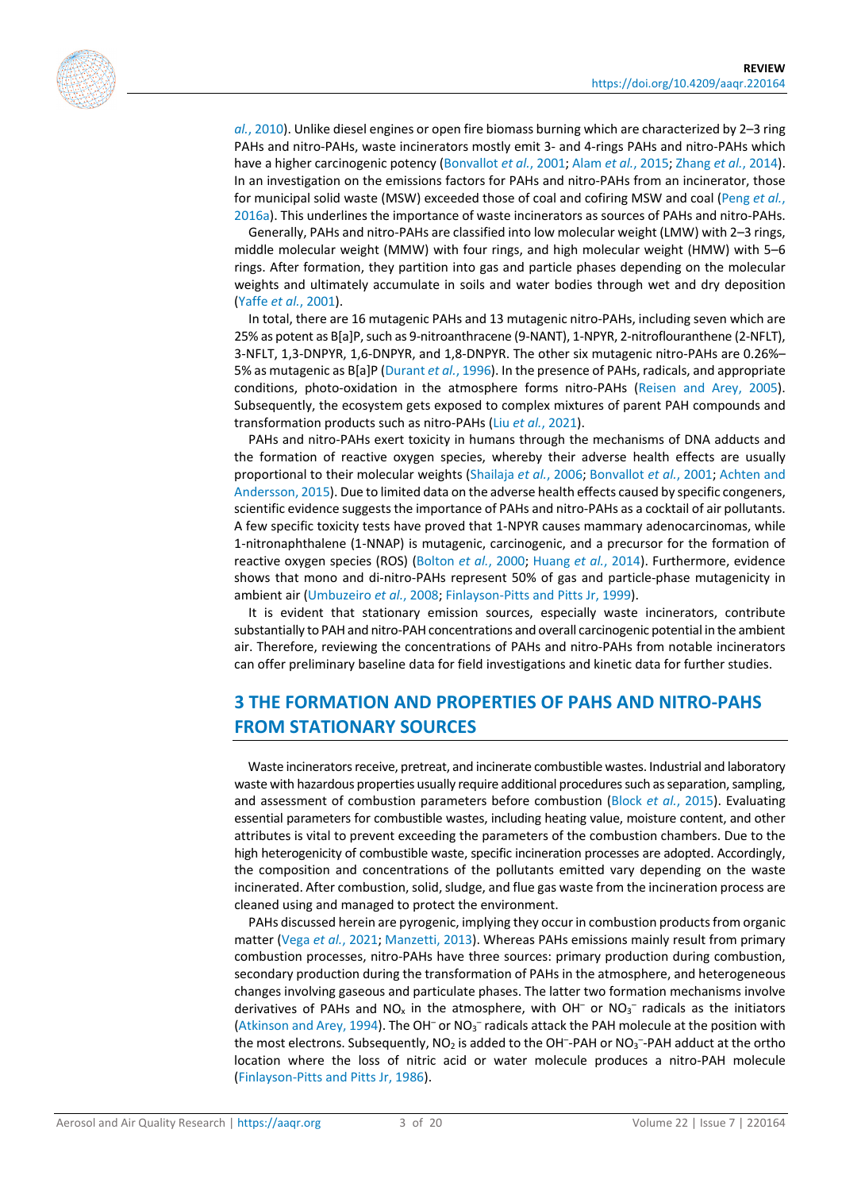*al.*, 2010). Unlike diesel engines or open fire biomass burning which are characterized by 2–3 ring PAHs and nitro-PAHs, waste incinerators mostly emit 3- and 4-rings PAHs and nitro-PAHs which have a higher carcinogenic potency (Bonvallot *et al.*, 2001; Alam *et al.*, 2015; Zhang *et al.*, 2014). In an investigation on the emissions factors for PAHs and nitro-PAHs from an incinerator, those for municipal solid waste (MSW) exceeded those of coal and cofiring MSW and coal (Peng *et al.*, 2016a). This underlines the importance of waste incinerators as sources of PAHs and nitro-PAHs.

Generally, PAHs and nitro-PAHs are classified into low molecular weight (LMW) with 2–3 rings, middle molecular weight (MMW) with four rings, and high molecular weight (HMW) with 5–6 rings. After formation, they partition into gas and particle phases depending on the molecular weights and ultimately accumulate in soils and water bodies through wet and dry deposition (Yaffe *et al.*, 2001).

In total, there are 16 mutagenic PAHs and 13 mutagenic nitro-PAHs, including seven which are 25% as potent as B[a]P, such as 9-nitroanthracene (9-NANT), 1-NPYR, 2-nitroflouranthene (2-NFLT), 3-NFLT, 1,3-DNPYR, 1,6-DNPYR, and 1,8-DNPYR. The other six mutagenic nitro-PAHs are 0.26%–5% as mutagenic as B[a]P (Durant *et al.*, 1996). In the presence of PAHs, radicals, and appropriate conditions, photo-oxidation in the atmosphere forms nitro-PAHs (Reisen and Arey, 2005). Subsequently, the ecosystem gets exposed to complex mixtures of parent PAH compounds and transformation products such as nitro-PAHs (Liu *et al.*, 2021).

PAHs and nitro-PAHs exert toxicity in humans through the mechanisms of DNA adducts and the formation of reactive oxygen species, whereby their adverse health effects are usually proportional to their molecular weights (Shailaja *et al.*, 2006; Bonvallot *et al.*, 2001; Achten and Andersson, 2015). Due to limited data on the adverse health effects caused by specific congeners, scientific evidence suggests the importance of PAHs and nitro-PAHs as a cocktail of air pollutants. A few specific toxicity tests have proved that 1-NPYR causes mammary adenocarcinomas, while 1-nitronaphthalene (1-NNAP) is mutagenic, carcinogenic, and a precursor for the formation of reactive oxygen species (ROS) (Bolton *et al.*, 2000; Huang *et al.*, 2014). Furthermore, evidence shows that mono and di-nitro-PAHs represent 50% of gas and particle-phase mutagenicity in ambient air (Umbuzeiro *et al.*, 2008; Finlayson-Pitts and Pitts Jr, 1999).

It is evident that stationary emission sources, especially waste incinerators, contribute substantially to PAH and nitro-PAH concentrations and overall carcinogenic potential in the ambient air. Therefore, reviewing the concentrations of PAHs and nitro-PAHs from notable incinerators can offer preliminary baseline data for field investigations and kinetic data for further studies.

## 3 THE FORMATION AND PROPERTIES OF PAHS AND NITRO-PAHS FROM STATIONARY SOURCES

Waste incinerators receive, pretreat, and incinerate combustible wastes. Industrial and laboratory waste with hazardous properties usually require additional procedures such as separation, sampling, and assessment of combustion parameters before combustion (Block *et al.*, 2015). Evaluating essential parameters for combustible wastes, including heating value, moisture content, and other attributes is vital to prevent exceeding the parameters of the combustion chambers. Due to the high heterogenicity of combustible waste, specific incineration processes are adopted. Accordingly, the composition and concentrations of the pollutants emitted vary depending on the waste incinerated. After combustion, solid, sludge, and flue gas waste from the incineration process are cleaned using and managed to protect the environment.

PAHs discussed herein are pyrogenic, implying they occur in combustion products from organic matter (Vega *et al.*, 2021; Manzetti, 2013). Whereas PAHs emissions mainly result from primary combustion processes, nitro-PAHs have three sources: primary production during combustion, secondary production during the transformation of PAHs in the atmosphere, and heterogeneous changes involving gaseous and particulate phases. The latter two formation mechanisms involve derivatives of PAHs and $NO_x$ in the atmosphere, with $OH^-$ or $NO_3^-$ radicals as the initiators (Atkinson and Arey, 1994). The $OH^-$ or $NO_3^-$ radicals attack the PAH molecule at the position with the most electrons. Subsequently, $NO_2$ is added to the $OH^-$-PAH or $NO_3^-$-PAH adduct at the ortho location where the loss of nitric acid or water molecule produces a nitro-PAH molecule (Finlayson-Pitts and Pitts Jr, 1986).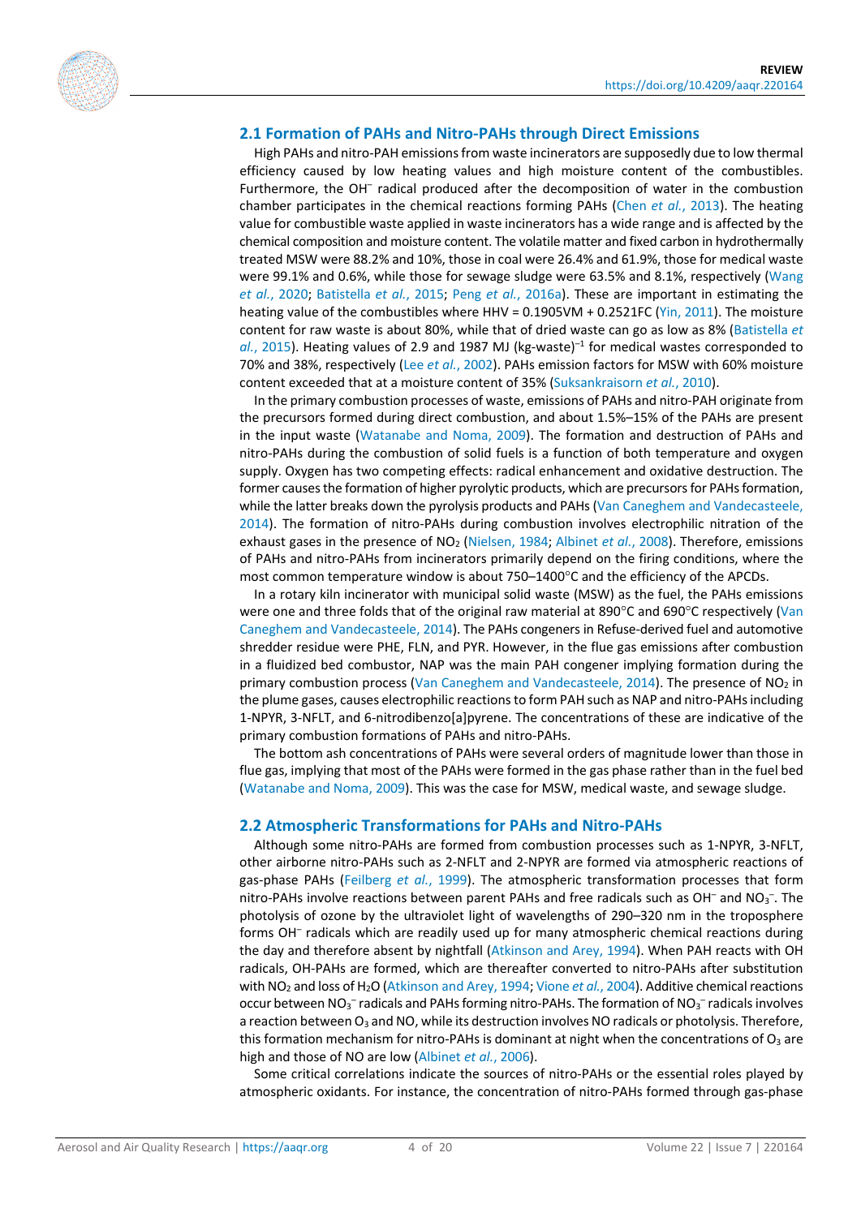## 2.1 Formation of PAHs and Nitro-PAHs through Direct Emissions

High PAHs and nitro-PAH emissions from waste incinerators are supposedly due to low thermal efficiency caused by low heating values and high moisture content of the combustibles. Furthermore, the $OH^-$ radical produced after the decomposition of water in the combustion chamber participates in the chemical reactions forming PAHs (Chen *et al.*, 2013). The heating value for combustible waste applied in waste incinerators has a wide range and is affected by the chemical composition and moisture content. The volatile matter and fixed carbon in hydrothermally treated MSW were 88.2% and 10%, those in coal were 26.4% and 61.9%, those for medical waste were 99.1% and 0.6%, while those for sewage sludge were 63.5% and 8.1%, respectively (Wang *et al.*, 2020; Batistella *et al.*, 2015; Peng *et al.*, 2016a). These are important in estimating the heating value of the combustibles where $HHV = 0.1905VM + 0.2521FC$ (Yin, 2011). The moisture content for raw waste is about 80%, while that of dried waste can go as low as 8% (Batistella *et al.*, 2015). Heating values of 2.9 and 1987 MJ $(kg\text{-}waste)^{-1}$ for medical wastes corresponded to 70% and 38%, respectively (Lee *et al.*, 2002). PAHs emission factors for MSW with 60% moisture content exceeded that at a moisture content of 35% (Suksankraisorn *et al.*, 2010).

In the primary combustion processes of waste, emissions of PAHs and nitro-PAH originate from the precursors formed during direct combustion, and about 1.5%–15% of the PAHs are present in the input waste (Watanabe and Noma, 2009). The formation and destruction of PAHs and nitro-PAHs during the combustion of solid fuels is a function of both temperature and oxygen supply. Oxygen has two competing effects: radical enhancement and oxidative destruction. The former causes the formation of higher pyrolytic products, which are precursors for PAHs formation, while the latter breaks down the pyrolysis products and PAHs (Van Caneghem and Vandecasteele, 2014). The formation of nitro-PAHs during combustion involves electrophilic nitration of the exhaust gases in the presence of $NO_2$ (Nielsen, 1984; Albinet *et al.*, 2008). Therefore, emissions of PAHs and nitro-PAHs from incinerators primarily depend on the firing conditions, where the most common temperature window is about 750–1400°C and the efficiency of the APCDs.

In a rotary kiln incinerator with municipal solid waste (MSW) as the fuel, the PAHs emissions were one and three folds that of the original raw material at 890°C and 690°C respectively (Van Caneghem and Vandecasteele, 2014). The PAHs congeners in Refuse-derived fuel and automotive shredder residue were PHE, FLN, and PYR. However, in the flue gas emissions after combustion in a fluidized bed combustor, NAP was the main PAH congener implying formation during the primary combustion process (Van Caneghem and Vandecasteele, 2014). The presence of $NO_2$ in the plume gases, causes electrophilic reactions to form PAH such as NAP and nitro-PAHs including 1-NPYR, 3-NFLT, and 6-nitrodibenzo[a]pyrene. The concentrations of these are indicative of the primary combustion formations of PAHs and nitro-PAHs.

The bottom ash concentrations of PAHs were several orders of magnitude lower than those in flue gas, implying that most of the PAHs were formed in the gas phase rather than in the fuel bed (Watanabe and Noma, 2009). This was the case for MSW, medical waste, and sewage sludge.

## 2.2 Atmospheric Transformations for PAHs and Nitro-PAHs

Although some nitro-PAHs are formed from combustion processes such as 1-NPYR, 3-NFLT, other airborne nitro-PAHs such as 2-NFLT and 2-NPYR are formed via atmospheric reactions of gas-phase PAHs (Feilberg *et al.*, 1999). The atmospheric transformation processes that form nitro-PAHs involve reactions between parent PAHs and free radicals such as $OH^-$ and $NO_3^-$. The photolysis of ozone by the ultraviolet light of wavelengths of 290–320 nm in the troposphere forms $OH^-$ radicals which are readily used up for many atmospheric chemical reactions during the day and therefore absent by nightfall (Atkinson and Arey, 1994). When PAH reacts with OH radicals, OH-PAHs are formed, which are thereafter converted to nitro-PAHs after substitution with $NO_2$ and loss of $H_2O$ (Atkinson and Arey, 1994; Vione *et al.*, 2004). Additive chemical reactions occur between $NO_3^-$ radicals and PAHs forming nitro-PAHs. The formation of $NO_3^-$ radicals involves a reaction between $O_3$ and NO, while its destruction involves NO radicals or photolysis. Therefore, this formation mechanism for nitro-PAHs is dominant at night when the concentrations of $O_3$ are high and those of NO are low (Albinet *et al.*, 2006).

Some critical correlations indicate the sources of nitro-PAHs or the essential roles played by atmospheric oxidants. For instance, the concentration of nitro-PAHs formed through gas-phase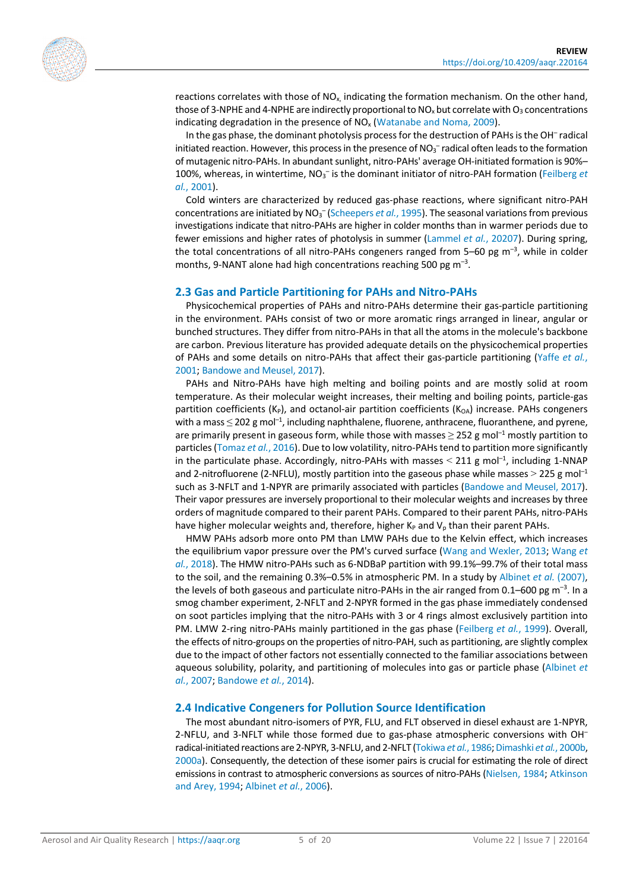reactions correlates with those of $NO_x$, indicating the formation mechanism. On the other hand, those of 3-NPHE and 4-NPHE are indirectly proportional to $NO_x$ but correlate with $O_3$ concentrations indicating degradation in the presence of $NO_x$ (Watanabe and Noma, 2009).

In the gas phase, the dominant photolysis process for the destruction of PAHs is the $OH^-$ radical initiated reaction. However, this process in the presence of $NO_3^-$ radical often leads to the formation of mutagenic nitro-PAHs. In abundant sunlight, nitro-PAHs' average OH-initiated formation is 90%–100%, whereas, in wintertime, $NO_3^-$ is the dominant initiator of nitro-PAH formation (Feilberg *et al.*, 2001).

Cold winters are characterized by reduced gas-phase reactions, where significant nitro-PAH concentrations are initiated by $NO_3^-$ (Scheepers *et al.*, 1995). The seasonal variations from previous investigations indicate that nitro-PAHs are higher in colder months than in warmer periods due to fewer emissions and higher rates of photolysis in summer (Lammel *et al.*, 20207). During spring, the total concentrations of all nitro-PAHs congeners ranged from 5–60 pg $m^{-3}$, while in colder months, 9-NANT alone had high concentrations reaching 500 pg $m^{-3}$.

## 2.3 Gas and Particle Partitioning for PAHs and Nitro-PAHs

Physicochemical properties of PAHs and nitro-PAHs determine their gas-particle partitioning in the environment. PAHs consist of two or more aromatic rings arranged in linear, angular or bunched structures. They differ from nitro-PAHs in that all the atoms in the molecule's backbone are carbon. Previous literature has provided adequate details on the physicochemical properties of PAHs and some details on nitro-PAHs that affect their gas-particle partitioning (Yaffe *et al.*, 2001; Bandowe and Meusel, 2017).

PAHs and Nitro-PAHs have high melting and boiling points and are mostly solid at room temperature. As their molecular weight increases, their melting and boiling points, particle-gas partition coefficients ($K_P$), and octanol-air partition coefficients ($K_{OA}$) increase. PAHs congeners with a mass $\leq$ 202 g $mol^{-1}$, including naphthalene, fluorene, anthracene, fluoranthene, and pyrene, are primarily present in gaseous form, while those with masses $\geq$ 252 g $mol^{-1}$ mostly partition to particles (Tomaz *et al.*, 2016). Due to low volatility, nitro-PAHs tend to partition more significantly in the particulate phase. Accordingly, nitro-PAHs with masses $<$ 211 g $mol^{-1}$, including 1-NNAP and 2-nitrofluorene (2-NFLU), mostly partition into the gaseous phase while masses $>$ 225 g $mol^{-1}$ such as 3-NFLT and 1-NPYR are primarily associated with particles (Bandowe and Meusel, 2017). Their vapor pressures are inversely proportional to their molecular weights and increases by three orders of magnitude compared to their parent PAHs. Compared to their parent PAHs, nitro-PAHs have higher molecular weights and, therefore, higher $K_P$ and $V_p$ than their parent PAHs.

HMW PAHs adsorb more onto PM than LMW PAHs due to the Kelvin effect, which increases the equilibrium vapor pressure over the PM's curved surface (Wang and Wexler, 2013; Wang *et al.*, 2018). The HMW nitro-PAHs such as 6-NDBaP partition with 99.1%–99.7% of their total mass to the soil, and the remaining 0.3%–0.5% in atmospheric PM. In a study by Albinet *et al.* (2007), the levels of both gaseous and particulate nitro-PAHs in the air ranged from 0.1–600 pg $m^{-3}$. In a smog chamber experiment, 2-NFLT and 2-NPYR formed in the gas phase immediately condensed on soot particles implying that the nitro-PAHs with 3 or 4 rings almost exclusively partition into PM. LMW 2-ring nitro-PAHs mainly partitioned in the gas phase (Feilberg *et al.*, 1999). Overall, the effects of nitro-groups on the properties of nitro-PAH, such as partitioning, are slightly complex due to the impact of other factors not essentially connected to the familiar associations between aqueous solubility, polarity, and partitioning of molecules into gas or particle phase (Albinet *et al.*, 2007; Bandowe *et al.*, 2014).

## 2.4 Indicative Congeners for Pollution Source Identification

The most abundant nitro-isomers of PYR, FLU, and FLT observed in diesel exhaust are 1-NPYR, 2-NFLU, and 3-NFLT while those formed due to gas-phase atmospheric conversions with $OH^-$ radical-initiated reactions are 2-NPYR, 3-NFLU, and 2-NFLT (Tokiwa *et al.*, 1986; Dimashki *et al.*, 2000b, 2000a). Consequently, the detection of these isomer pairs is crucial for estimating the role of direct emissions in contrast to atmospheric conversions as sources of nitro-PAHs (Nielsen, 1984; Atkinson and Arey, 1994; Albinet *et al.*, 2006).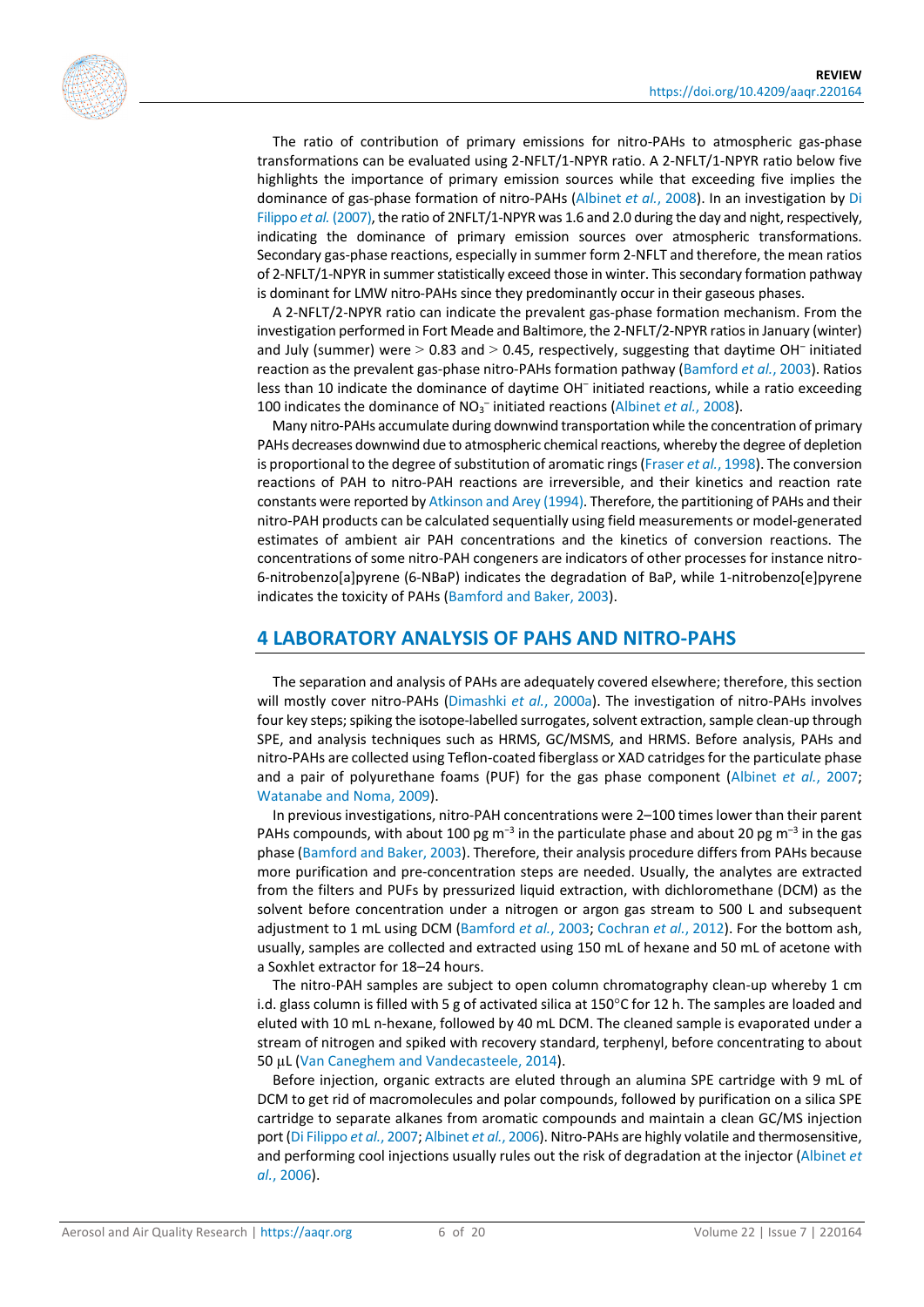The ratio of contribution of primary emissions for nitro-PAHs to atmospheric gas-phase transformations can be evaluated using 2-NFLT/1-NPYR ratio. A 2-NFLT/1-NPYR ratio below five highlights the importance of primary emission sources while that exceeding five implies the dominance of gas-phase formation of nitro-PAHs (Albinet *et al.*, 2008). In an investigation by Di Filippo *et al.* (2007), the ratio of 2NFLT/1-NPYR was 1.6 and 2.0 during the day and night, respectively, indicating the dominance of primary emission sources over atmospheric transformations. Secondary gas-phase reactions, especially in summer form 2-NFLT and therefore, the mean ratios of 2-NFLT/1-NPYR in summer statistically exceed those in winter. This secondary formation pathway is dominant for LMW nitro-PAHs since they predominantly occur in their gaseous phases.

A 2-NFLT/2-NPYR ratio can indicate the prevalent gas-phase formation mechanism. From the investigation performed in Fort Meade and Baltimore, the 2-NFLT/2-NPYR ratios in January (winter) and July (summer) were $>$ 0.83 and $>$ 0.45, respectively, suggesting that daytime $OH^-$ initiated reaction as the prevalent gas-phase nitro-PAHs formation pathway (Bamford *et al.*, 2003). Ratios less than 10 indicate the dominance of daytime $OH^-$ initiated reactions, while a ratio exceeding 100 indicates the dominance of $NO_3^-$ initiated reactions (Albinet *et al.*, 2008).

Many nitro-PAHs accumulate during downwind transportation while the concentration of primary PAHs decreases downwind due to atmospheric chemical reactions, whereby the degree of depletion is proportional to the degree of substitution of aromatic rings (Fraser *et al.*, 1998). The conversion reactions of PAH to nitro-PAH reactions are irreversible, and their kinetics and reaction rate constants were reported by Atkinson and Arey (1994). Therefore, the partitioning of PAHs and their nitro-PAH products can be calculated sequentially using field measurements or model-generated estimates of ambient air PAH concentrations and the kinetics of conversion reactions. The concentrations of some nitro-PAH congeners are indicators of other processes for instance nitro-6-nitrobenzo[a]pyrene (6-NBaP) indicates the degradation of BaP, while 1-nitrobenzo[e]pyrene indicates the toxicity of PAHs (Bamford and Baker, 2003).

## 4 LABORATORY ANALYSIS OF PAHS AND NITRO-PAHS

The separation and analysis of PAHs are adequately covered elsewhere; therefore, this section will mostly cover nitro-PAHs (Dimashki *et al.*, 2000a). The investigation of nitro-PAHs involves four key steps; spiking the isotope-labelled surrogates, solvent extraction, sample clean-up through SPE, and analysis techniques such as HRMS, GC/MSMS, and HRMS. Before analysis, PAHs and nitro-PAHs are collected using Teflon-coated fiberglass or XAD catridges for the particulate phase and a pair of polyurethane foams (PUF) for the gas phase component (Albinet *et al.*, 2007; Watanabe and Noma, 2009).

In previous investigations, nitro-PAH concentrations were 2–100 times lower than their parent PAHs compounds, with about 100 pg $m^{-3}$ in the particulate phase and about 20 pg $m^{-3}$ in the gas phase (Bamford and Baker, 2003). Therefore, their analysis procedure differs from PAHs because more purification and pre-concentration steps are needed. Usually, the analytes are extracted from the filters and PUFs by pressurized liquid extraction, with dichloromethane (DCM) as the solvent before concentration under a nitrogen or argon gas stream to 500 L and subsequent adjustment to 1 mL using DCM (Bamford *et al.*, 2003; Cochran *et al.*, 2012). For the bottom ash, usually, samples are collected and extracted using 150 mL of hexane and 50 mL of acetone with a Soxhlet extractor for 18–24 hours.

The nitro-PAH samples are subject to open column chromatography clean-up whereby 1 cm i.d. glass column is filled with 5 g of activated silica at 150°C for 12 h. The samples are loaded and eluted with 10 mL n-hexane, followed by 40 mL DCM. The cleaned sample is evaporated under a stream of nitrogen and spiked with recovery standard, terphenyl, before concentrating to about 50 µL (Van Caneghem and Vandecasteele, 2014).

Before injection, organic extracts are eluted through an alumina SPE cartridge with 9 mL of DCM to get rid of macromolecules and polar compounds, followed by purification on a silica SPE cartridge to separate alkanes from aromatic compounds and maintain a clean GC/MS injection port (Di Filippo *et al.*, 2007; Albinet *et al.*, 2006). Nitro-PAHs are highly volatile and thermosensitive, and performing cool injections usually rules out the risk of degradation at the injector (Albinet *et al.*, 2006).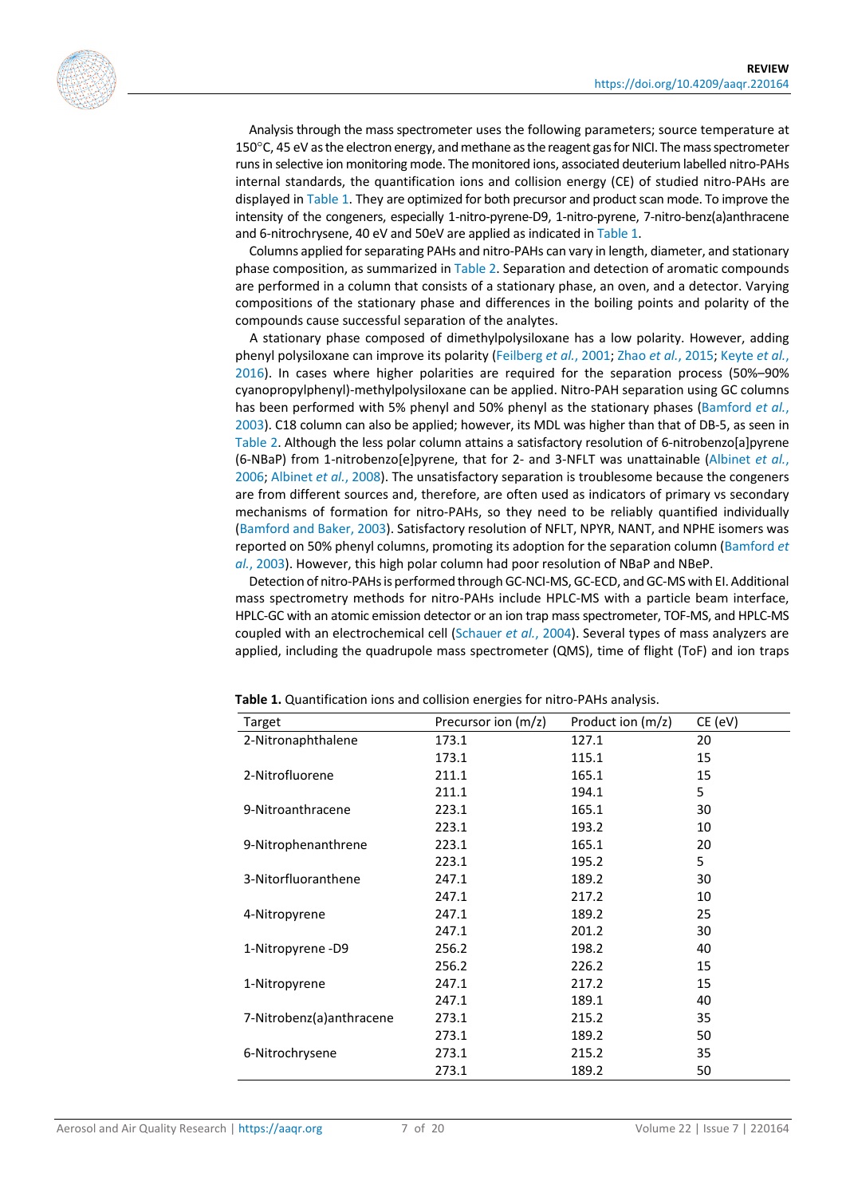Analysis through the mass spectrometer uses the following parameters; source temperature at 150°C, 45 eV as the electron energy, and methane as the reagent gas for NICI. The mass spectrometer runs in selective ion monitoring mode. The monitored ions, associated deuterium labelled nitro-PAHs internal standards, the quantification ions and collision energy (CE) of studied nitro-PAHs are displayed in Table 1. They are optimized for both precursor and product scan mode. To improve the intensity of the congeners, especially 1-nitro-pyrene-D9, 1-nitro-pyrene, 7-nitro-benz(a)anthracene and 6-nitrochrysene, 40 eV and 50eV are applied as indicated in Table 1.

Columns applied for separating PAHs and nitro-PAHs can vary in length, diameter, and stationary phase composition, as summarized in Table 2. Separation and detection of aromatic compounds are performed in a column that consists of a stationary phase, an oven, and a detector. Varying compositions of the stationary phase and differences in the boiling points and polarity of the compounds cause successful separation of the analytes.

A stationary phase composed of dimethylpolysiloxane has a low polarity. However, adding phenyl polysiloxane can improve its polarity (Feilberg *et al.*, 2001; Zhao *et al.*, 2015; Keyte *et al.*, 2016). In cases where higher polarities are required for the separation process (50%–90% cyanopropylphenyl)-methylpolysiloxane can be applied. Nitro-PAH separation using GC columns has been performed with 5% phenyl and 50% phenyl as the stationary phases (Bamford *et al.*, 2003). C18 column can also be applied; however, its MDL was higher than that of DB-5, as seen in Table 2. Although the less polar column attains a satisfactory resolution of 6-nitrobenzo[a]pyrene (6-NBaP) from 1-nitrobenzo[e]pyrene, that for 2- and 3-NFLT was unattainable (Albinet *et al.*, 2006; Albinet *et al.*, 2008). The unsatisfactory separation is troublesome because the congeners are from different sources and, therefore, are often used as indicators of primary vs secondary mechanisms of formation for nitro-PAHs, so they need to be reliably quantified individually (Bamford and Baker, 2003). Satisfactory resolution of NFLT, NPYR, NANT, and NPHE isomers was reported on 50% phenyl columns, promoting its adoption for the separation column (Bamford *et al.*, 2003). However, this high polar column had poor resolution of NBaP and NBeP.

Detection of nitro-PAHs is performed through GC-NCI-MS, GC-ECD, and GC-MS with EI. Additional mass spectrometry methods for nitro-PAHs include HPLC-MS with a particle beam interface, HPLC-GC with an atomic emission detector or an ion trap mass spectrometer, TOF-MS, and HPLC-MS coupled with an electrochemical cell (Schauer *et al.*, 2004). Several types of mass analyzers are applied, including the quadrupole mass spectrometer (QMS), time of flight (ToF) and ion traps

**Table 1.** Quantification ions and collision energies for nitro-PAHs analysis.

| Target | Precursor ion (m/z) | Product ion (m/z) | CE (eV) |
|---|---|---|---|
| 2-Nitronaphthalene | 173.1 | 127.1 | 20 |
| | 173.1 | 115.1 | 15 |
| 2-Nitrofluorene | 211.1 | 165.1 | 15 |
| | 211.1 | 194.1 | 5 |
| 9-Nitroanthracene | 223.1 | 165.1 | 30 |
| | 223.1 | 193.2 | 10 |
| 9-Nitrophenanthrene | 223.1 | 165.1 | 20 |
| | 223.1 | 195.2 | 5 |
| 3-Nitorfluoranthene | 247.1 | 189.2 | 30 |
| | 247.1 | 217.2 | 10 |
| 4-Nitropyrene | 247.1 | 189.2 | 25 |
| | 247.1 | 201.2 | 30 |
| 1-Nitropyrene -D9 | 256.2 | 198.2 | 40 |
| | 256.2 | 226.2 | 15 |
| 1-Nitropyrene | 247.1 | 217.2 | 15 |
| | 247.1 | 189.1 | 40 |
| 7-Nitrobenz(a)anthracene | 273.1 | 215.2 | 35 |
| | 273.1 | 189.2 | 50 |
| 6-Nitrochrysene | 273.1 | 215.2 | 35 |
| | 273.1 | 189.2 | 50 |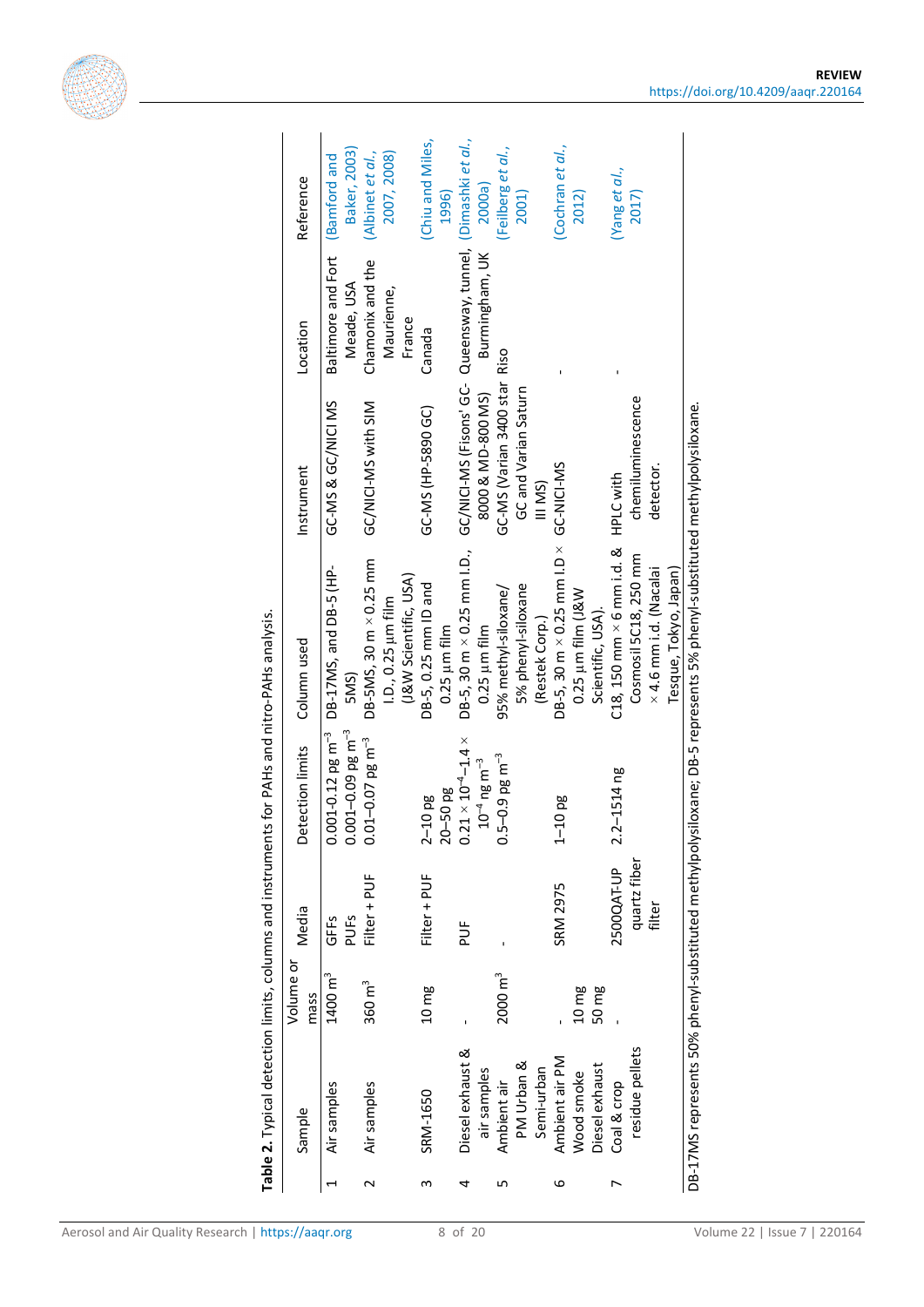**Table 2.** Typical detection limits, columns and instruments for PAHs and nitro-PAHs analysis.

| | Sample | Volume or mass | Media | Detection limits | Column used | Instrument | Location | Reference |
|---|---|---|---|---|---|---|---|---|
| 1 | Air samples | 1400 $m^3$ | GFFs<br>PUFs | 0.001-0.12 pg $m^{-3}$<br>0.001–0.09 pg $m^{-3}$ | DB-17MS, and DB-5 (HP-5MS) | GC-MS & GC/NICI MS | Baltimore and Fort Meade, USA | (Bamford and Baker, 2003) |
| 2 | Air samples | 360 $m^3$ | Filter + PUF | 0.01–0.07 pg $m^{-3}$ | DB-5MS, 30 m × 0.25 mm I.D., 0.25 µm film (J&W Scientific, USA) | GC/NICI-MS with SIM | Chamonix and the Maurienne, France | (Albinet *et al.*, 2007, 2008) |
| 3 | SRM-1650 | 10 mg | Filter + PUF | 2–10 pg<br>20–50 pg | DB-5, 0.25 mm ID and 0.25 µm film | GC-MS (HP-5890 GC) | Canada | (Chiu and Miles, 1996) |
| 4 | Diesel exhaust & air samples | - | PUF | $0.21 \times 10^{-4}$–$1.4 \times 10^{-4}$ ng $m^{-3}$ | DB-5, 30 m × 0.25 mm I.D., 0.25 µm film | GC/NICI-MS (Fisons' GC-8000 & MD-800 MS) | Queensway, tunnel, Burmingham, UK | (Dimashki *et al.*, 2000a) |
| 5 | Ambient air PM Urban & Semi-urban | 2000 $m^3$ | - | 0.5–0.9 pg $m^{-3}$ | 95% methyl-siloxane/ 5% phenyl-siloxane (Restek Corp.) | GC-MS (Varian 3400 star GC and Varian Saturn III MS) | Riso | (Feilberg *et al.*, 2001) |
| 6 | Ambient air PM<br>Wood smoke<br>Diesel exhaust | -<br>10 mg<br>50 mg | SRM 2975 | 1–10 pg | DB-5, 30 m × 0.25 mm I.D × 0.25 µm film (J&W Scientific, USA). | GC-NICI-MS | - | (Cochran *et al.*, 2012) |
| 7 | Coal & crop residue pellets | - | 2500QAT-UP quartz fiber filter | 2.2–1514 ng | C18, 150 mm × 6 mm i.d. & Cosmosil 5C18, 250 mm × 4.6 mm i.d. (Nacalai Tesque, Tokyo, Japan) | HPLC with chemiluminescence detector. | - | (Yang *et al.*, 2017) |

DB-17MS represents 50% phenyl-substituted methylpolysiloxane; DB-5 represents 5% phenyl-substituted methylpolysiloxane.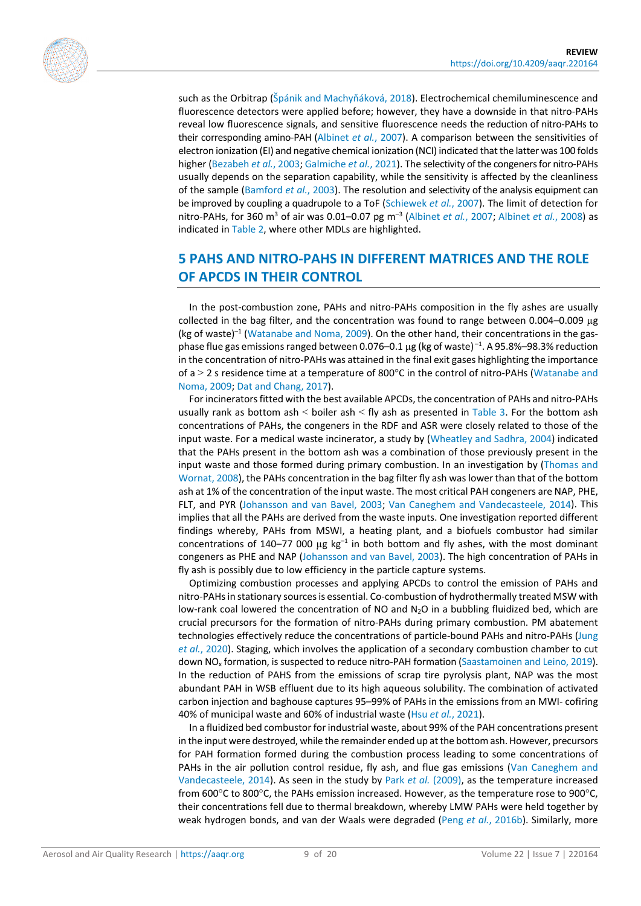such as the Orbitrap (Špánik and Machyňáková, 2018). Electrochemical chemiluminescence and fluorescence detectors were applied before; however, they have a downside in that nitro-PAHs reveal low fluorescence signals, and sensitive fluorescence needs the reduction of nitro-PAHs to their corresponding amino-PAH (Albinet *et al.*, 2007). A comparison between the sensitivities of electron ionization (EI) and negative chemical ionization (NCI) indicated that the latter was 100 folds higher (Bezabeh *et al.*, 2003; Galmiche *et al.*, 2021). The selectivity of the congeners for nitro-PAHs usually depends on the separation capability, while the sensitivity is affected by the cleanliness of the sample (Bamford *et al.*, 2003). The resolution and selectivity of the analysis equipment can be improved by coupling a quadrupole to a ToF (Schiewek *et al.*, 2007). The limit of detection for nitro-PAHs, for 360 $m^3$ of air was 0.01–0.07 pg $m^{-3}$ (Albinet *et al.*, 2007; Albinet *et al.*, 2008) as indicated in Table 2, where other MDLs are highlighted.

## 5 PAHS AND NITRO-PAHS IN DIFFERENT MATRICES AND THE ROLE OF APCDS IN THEIR CONTROL

In the post-combustion zone, PAHs and nitro-PAHs composition in the fly ashes are usually collected in the bag filter, and the concentration was found to range between 0.004–0.009 µg (kg of waste)$^{-1}$ (Watanabe and Noma, 2009). On the other hand, their concentrations in the gas-phase flue gas emissions ranged between 0.076–0.1 µg (kg of waste)$^{-1}$. A 95.8%–98.3% reduction in the concentration of nitro-PAHs was attained in the final exit gases highlighting the importance of a > 2 s residence time at a temperature of 800°C in the control of nitro-PAHs (Watanabe and Noma, 2009; Dat and Chang, 2017).

For incinerators fitted with the best available APCDs, the concentration of PAHs and nitro-PAHs usually rank as bottom ash < boiler ash < fly ash as presented in Table 3. For the bottom ash concentrations of PAHs, the congeners in the RDF and ASR were closely related to those of the input waste. For a medical waste incinerator, a study by (Wheatley and Sadhra, 2004) indicated that the PAHs present in the bottom ash was a combination of those previously present in the input waste and those formed during primary combustion. In an investigation by (Thomas and Wornat, 2008), the PAHs concentration in the bag filter fly ash was lower than that of the bottom ash at 1% of the concentration of the input waste. The most critical PAH congeners are NAP, PHE, FLT, and PYR (Johansson and van Bavel, 2003; Van Caneghem and Vandecasteele, 2014). This implies that all the PAHs are derived from the waste inputs. One investigation reported different findings whereby, PAHs from MSWI, a heating plant, and a biofuels combustor had similar concentrations of 140–77 000 µg $kg^{-1}$ in both bottom and fly ashes, with the most dominant congeners as PHE and NAP (Johansson and van Bavel, 2003). The high concentration of PAHs in fly ash is possibly due to low efficiency in the particle capture systems.

Optimizing combustion processes and applying APCDs to control the emission of PAHs and nitro-PAHs in stationary sources is essential. Co-combustion of hydrothermally treated MSW with low-rank coal lowered the concentration of NO and $N_2O$ in a bubbling fluidized bed, which are crucial precursors for the formation of nitro-PAHs during primary combustion. PM abatement technologies effectively reduce the concentrations of particle-bound PAHs and nitro-PAHs (Jung *et al.*, 2020). Staging, which involves the application of a secondary combustion chamber to cut down $NO_x$ formation, is suspected to reduce nitro-PAH formation (Saastamoinen and Leino, 2019). In the reduction of PAHS from the emissions of scrap tire pyrolysis plant, NAP was the most abundant PAH in WSB effluent due to its high aqueous solubility. The combination of activated carbon injection and baghouse captures 95–99% of PAHs in the emissions from an MWI- cofiring 40% of municipal waste and 60% of industrial waste (Hsu *et al.*, 2021).

In a fluidized bed combustor for industrial waste, about 99% of the PAH concentrations present in the input were destroyed, while the remainder ended up at the bottom ash. However, precursors for PAH formation formed during the combustion process leading to some concentrations of PAHs in the air pollution control residue, fly ash, and flue gas emissions (Van Caneghem and Vandecasteele, 2014). As seen in the study by Park *et al.* (2009), as the temperature increased from 600°C to 800°C, the PAHs emission increased. However, as the temperature rose to 900°C, their concentrations fell due to thermal breakdown, whereby LMW PAHs were held together by weak hydrogen bonds, and van der Waals were degraded (Peng *et al.*, 2016b). Similarly, more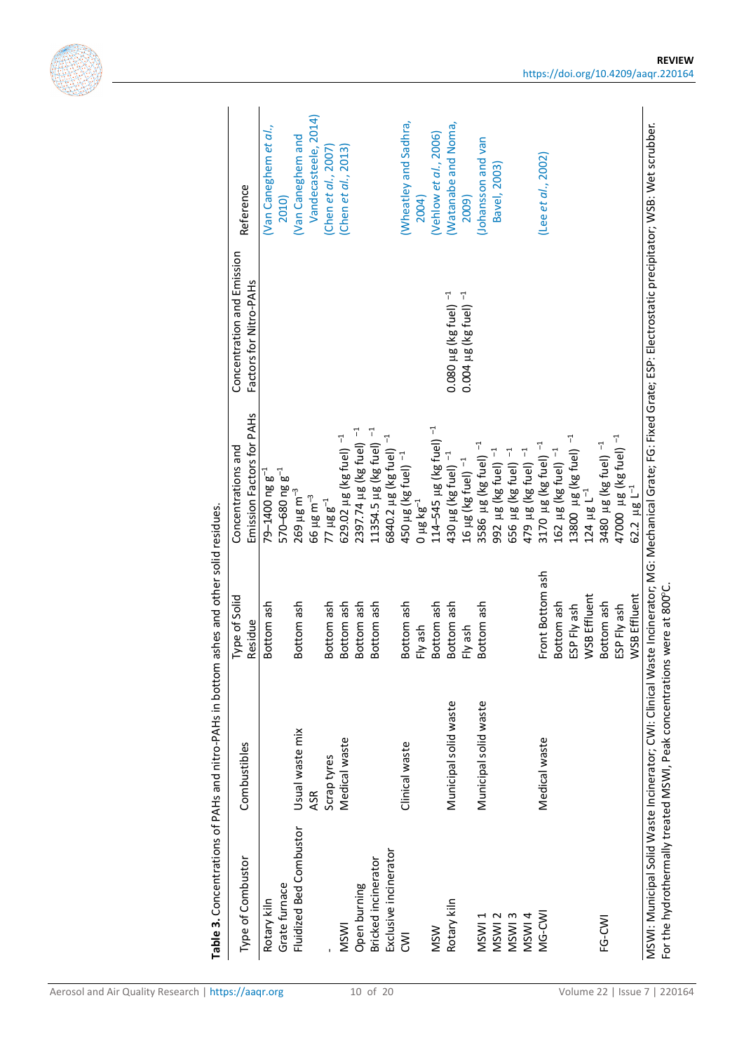**Table 3.** Concentrations of PAHs and nitro-PAHs in bottom ashes and other solid residues.

| Type of Combustor | Combustibles | Type of Solid Residue | Concentrations and Emission Factors for PAHs | Concentration and Emission Factors for Nitro-PAHs | Reference |
|---|---|---|---|---|---|
| Rotary kiln | | Bottom ash | 79–1400 ng g$^{-1}$ | | (Van Caneghem *et al.*, 2010) |
| Grate furnace | | | 570–680 ng g$^{-1}$ | | |
| Fluidized Bed Combustor | Usual waste mix | Bottom ash | 269 µg m$^{-3}$ | | (Van Caneghem and Vandecasteele, 2014) |
| | ASR | | 66 µg m$^{-3}$ | | |
| - | Scrap tyres | Bottom ash | 77 µg g$^{-1}$ | | (Chen *et al.*, 2007) |
| MSWI | Medical waste | Bottom ash | 629.02 µg (kg fuel)$^{-1}$ | | (Chen *et al.*, 2013) |
| Open burning | | Bottom ash | 2397.74 µg (kg fuel)$^{-1}$ | | |
| Bricked incinerator | | Bottom ash | 11354.5 µg (kg fuel)$^{-1}$ | | |
| Exclusive incinerator | | | 6840.2 µg (kg fuel)$^{-1}$ | | |
| CWI | Clinical waste | Bottom ash | 450 µg (kg fuel)$^{-1}$ | | (Wheatley and Sadhra, 2004) |
| | | Fly ash | 0 µg kg$^{-1}$ | | |
| MSW | | Bottom ash | 114–545 µg (kg fuel)$^{-1}$ | | (Vehlow *et al.*, 2006) |
| Rotary kiln | Municipal solid waste | Bottom ash | 430 µg (kg fuel)$^{-1}$ | 0.080 µg (kg fuel)$^{-1}$ | (Watanabe and Noma, 2009) |
| | | Fly ash | 16 µg (kg fuel)$^{-1}$ | 0.004 µg (kg fuel)$^{-1}$ | |
| MSWI 1 | Municipal solid waste | Bottom ash | 3586 µg (kg fuel)$^{-1}$ | | (Johansson and van Bavel, 2003) |
| MSWI 2 | | | 992 µg (kg fuel)$^{-1}$ | | |
| MSWI 3 | | | 656 µg (kg fuel)$^{-1}$ | | |
| MSWI 4 | | | 479 µg (kg fuel)$^{-1}$ | | |
| MG-CWI | Medical waste | Front Bottom ash | 3170 µg (kg fuel)$^{-1}$ | | (Lee *et al.*, 2002) |
| | | Bottom ash | 162 µg (kg fuel)$^{-1}$ | | |
| | | ESP Fly ash | 13800 µg (kg fuel)$^{-1}$ | | |
| | | WSB Effluent | 124 µg L$^{-1}$ | | |
| FG-CWI | | Bottom ash | 3480 µg (kg fuel)$^{-1}$ | | |
| | | ESP Fly ash | 47000 µg (kg fuel)$^{-1}$ | | |
| | | WSB Effluent | 62.2 µg L$^{-1}$ | | |

MSWI: Municipal Solid Waste Incinerator; CWI: Clinical Waste Incinerator; MG: Mechanical Grate; FG: Fixed Grate; ESP: Electrostatic precipitator; WSB: Wet scrubber.
For the hydrothermally treated MSWI, Peak concentrations were at 800°C.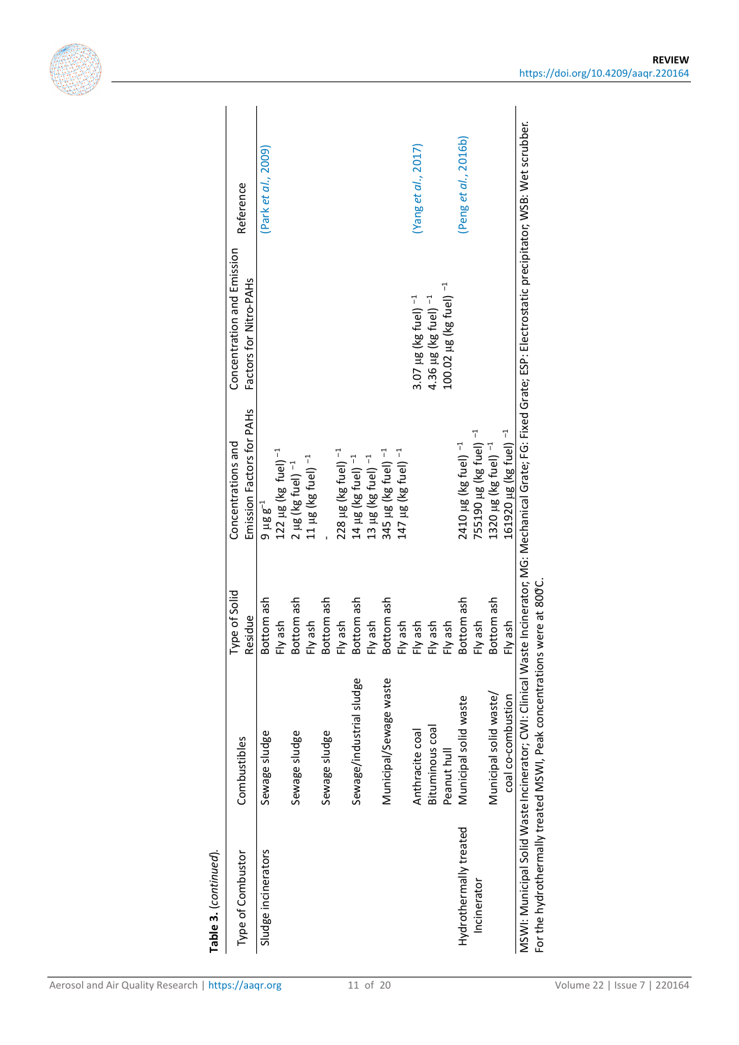**Table 3.** (*continued*).

| Type of Combustor | Combustibles | Type of Solid Residue | Concentrations and Emission Factors for PAHs | Concentration and Emission Factors for Nitro-PAHs | Reference |
|---|---|---|---|---|---|
| Sludge incinerators | Sewage sludge | Bottom ash | 9 μg $g^{-1}$ | | (Park *et al.*, 2009) |
| | | Fly ash | 122 μg (kg fuel) $^{-1}$ | | |
| | Sewage sludge | Bottom ash | 2 μg (kg fuel) $^{-1}$ | | |
| | | Fly ash | 11 μg (kg fuel) $^{-1}$ | | |
| | Sewage sludge | Bottom ash | - | | |
| | | Fly ash | 228 μg (kg fuel) $^{-1}$ | | |
| | Sewage/industrial sludge | Bottom ash | 14 μg (kg fuel) $^{-1}$ | | |
| | | Fly ash | 13 μg (kg fuel) $^{-1}$ | | |
| | Municipal/Sewage waste | Bottom ash | 345 μg (kg fuel) $^{-1}$ | | |
| | | Fly ash | 147 μg (kg fuel) $^{-1}$ | | |
| | Anthracite coal | Fly ash | | 3.07 μg (kg fuel) $^{-1}$ | (Yang *et al.*, 2017) |
| | Bituminous coal | Fly ash | | 4.36 μg (kg fuel) $^{-1}$ | |
| | Peanut hull | Fly ash | | 100.02 μg (kg fuel) $^{-1}$ | |
| Hydrothermally treated Incinerator | Municipal solid waste | Bottom ash | 2410 μg (kg fuel) $^{-1}$ | | (Peng *et al.*, 2016b) |
| | | Fly ash | 755190 μg (kg fuel) $^{-1}$ | | |
| | Municipal solid waste/ coal co-combustion | Bottom ash | 1320 μg (kg fuel) $^{-1}$ | | |
| | | Fly ash | 161920 μg (kg fuel) $^{-1}$ | | |

MSWI: Municipal Solid Waste Incinerator; CWI: Clinical Waste Incinerator; MG: Mechanical Grate; FG: Fixed Grate; ESP: Electrostatic precipitator; WSB: Wet scrubber.
For the hydrothermally treated MSWI, Peak concentrations were at 800℃.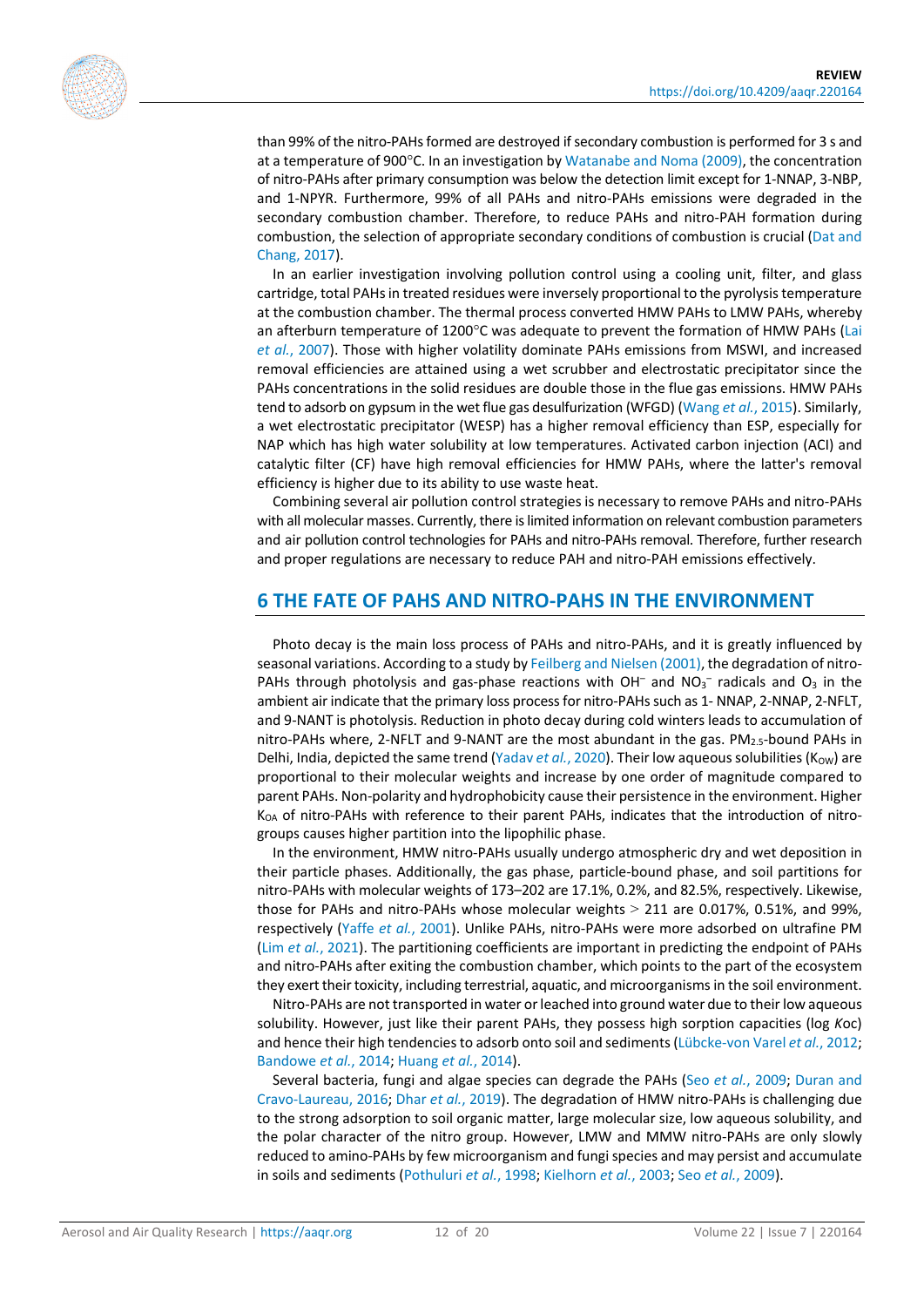than 99% of the nitro-PAHs formed are destroyed if secondary combustion is performed for 3 s and at a temperature of 900°C. In an investigation by Watanabe and Noma (2009), the concentration of nitro-PAHs after primary consumption was below the detection limit except for 1-NNAP, 3-NBP, and 1-NPYR. Furthermore, 99% of all PAHs and nitro-PAHs emissions were degraded in the secondary combustion chamber. Therefore, to reduce PAHs and nitro-PAH formation during combustion, the selection of appropriate secondary conditions of combustion is crucial (Dat and Chang, 2017).

In an earlier investigation involving pollution control using a cooling unit, filter, and glass cartridge, total PAHs in treated residues were inversely proportional to the pyrolysis temperature at the combustion chamber. The thermal process converted HMW PAHs to LMW PAHs, whereby an afterburn temperature of 1200°C was adequate to prevent the formation of HMW PAHs (Lai *et al.*, 2007). Those with higher volatility dominate PAHs emissions from MSWI, and increased removal efficiencies are attained using a wet scrubber and electrostatic precipitator since the PAHs concentrations in the solid residues are double those in the flue gas emissions. HMW PAHs tend to adsorb on gypsum in the wet flue gas desulfurization (WFGD) (Wang *et al.*, 2015). Similarly, a wet electrostatic precipitator (WESP) has a higher removal efficiency than ESP, especially for NAP which has high water solubility at low temperatures. Activated carbon injection (ACI) and catalytic filter (CF) have high removal efficiencies for HMW PAHs, where the latter's removal efficiency is higher due to its ability to use waste heat.

Combining several air pollution control strategies is necessary to remove PAHs and nitro-PAHs with all molecular masses. Currently, there is limited information on relevant combustion parameters and air pollution control technologies for PAHs and nitro-PAHs removal. Therefore, further research and proper regulations are necessary to reduce PAH and nitro-PAH emissions effectively.

## 6 THE FATE OF PAHS AND NITRO-PAHS IN THE ENVIRONMENT

Photo decay is the main loss process of PAHs and nitro-PAHs, and it is greatly influenced by seasonal variations. According to a study by Feilberg and Nielsen (2001), the degradation of nitro-PAHs through photolysis and gas-phase reactions with $OH^-$ and $NO_3^-$ radicals and $O_3$ in the ambient air indicate that the primary loss process for nitro-PAHs such as 1- NNAP, 2-NNAP, 2-NFLT, and 9-NANT is photolysis. Reduction in photo decay during cold winters leads to accumulation of nitro-PAHs where, 2-NFLT and 9-NANT are the most abundant in the gas. $PM_{2.5}$-bound PAHs in Delhi, India, depicted the same trend (Yadav *et al.*, 2020). Their low aqueous solubilities ($K_{OW}$) are proportional to their molecular weights and increase by one order of magnitude compared to parent PAHs. Non-polarity and hydrophobicity cause their persistence in the environment. Higher $K_{OA}$ of nitro-PAHs with reference to their parent PAHs, indicates that the introduction of nitro-groups causes higher partition into the lipophilic phase.

In the environment, HMW nitro-PAHs usually undergo atmospheric dry and wet deposition in their particle phases. Additionally, the gas phase, particle-bound phase, and soil partitions for nitro-PAHs with molecular weights of 173–202 are 17.1%, 0.2%, and 82.5%, respectively. Likewise, those for PAHs and nitro-PAHs whose molecular weights $>$ 211 are 0.017%, 0.51%, and 99%, respectively (Yaffe *et al.*, 2001). Unlike PAHs, nitro-PAHs were more adsorbed on ultrafine PM (Lim *et al.*, 2021). The partitioning coefficients are important in predicting the endpoint of PAHs and nitro-PAHs after exiting the combustion chamber, which points to the part of the ecosystem they exert their toxicity, including terrestrial, aquatic, and microorganisms in the soil environment.

Nitro-PAHs are not transported in water or leached into ground water due to their low aqueous solubility. However, just like their parent PAHs, they possess high sorption capacities (log *K*oc) and hence their high tendencies to adsorb onto soil and sediments (Lübcke-von Varel *et al.*, 2012; Bandowe *et al.*, 2014; Huang *et al.*, 2014).

Several bacteria, fungi and algae species can degrade the PAHs (Seo *et al.*, 2009; Duran and Cravo-Laureau, 2016; Dhar *et al.*, 2019). The degradation of HMW nitro-PAHs is challenging due to the strong adsorption to soil organic matter, large molecular size, low aqueous solubility, and the polar character of the nitro group. However, LMW and MMW nitro-PAHs are only slowly reduced to amino-PAHs by few microorganism and fungi species and may persist and accumulate in soils and sediments (Pothuluri *et al.*, 1998; Kielhorn *et al.*, 2003; Seo *et al.*, 2009).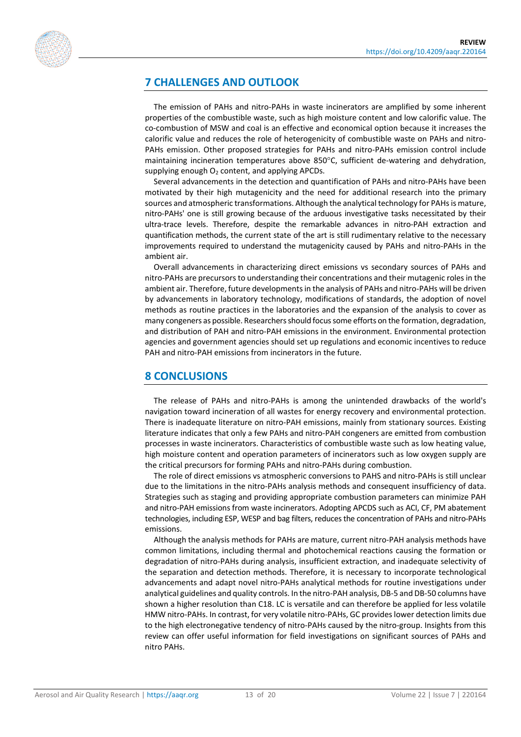## 7 CHALLENGES AND OUTLOOK

The emission of PAHs and nitro-PAHs in waste incinerators are amplified by some inherent properties of the combustible waste, such as high moisture content and low calorific value. The co-combustion of MSW and coal is an effective and economical option because it increases the calorific value and reduces the role of heterogenicity of combustible waste on PAHs and nitro-PAHs emission. Other proposed strategies for PAHs and nitro-PAHs emission control include maintaining incineration temperatures above 850°C, sufficient de-watering and dehydration, supplying enough $O_2$ content, and applying APCDs.

Several advancements in the detection and quantification of PAHs and nitro-PAHs have been motivated by their high mutagenicity and the need for additional research into the primary sources and atmospheric transformations. Although the analytical technology for PAHs is mature, nitro-PAHs' one is still growing because of the arduous investigative tasks necessitated by their ultra-trace levels. Therefore, despite the remarkable advances in nitro-PAH extraction and quantification methods, the current state of the art is still rudimentary relative to the necessary improvements required to understand the mutagenicity caused by PAHs and nitro-PAHs in the ambient air.

Overall advancements in characterizing direct emissions vs secondary sources of PAHs and nitro-PAHs are precursors to understanding their concentrations and their mutagenic roles in the ambient air. Therefore, future developments in the analysis of PAHs and nitro-PAHs will be driven by advancements in laboratory technology, modifications of standards, the adoption of novel methods as routine practices in the laboratories and the expansion of the analysis to cover as many congeners as possible. Researchers should focus some efforts on the formation, degradation, and distribution of PAH and nitro-PAH emissions in the environment. Environmental protection agencies and government agencies should set up regulations and economic incentives to reduce PAH and nitro-PAH emissions from incinerators in the future.

## 8 CONCLUSIONS

The release of PAHs and nitro-PAHs is among the unintended drawbacks of the world's navigation toward incineration of all wastes for energy recovery and environmental protection. There is inadequate literature on nitro-PAH emissions, mainly from stationary sources. Existing literature indicates that only a few PAHs and nitro-PAH congeners are emitted from combustion processes in waste incinerators. Characteristics of combustible waste such as low heating value, high moisture content and operation parameters of incinerators such as low oxygen supply are the critical precursors for forming PAHs and nitro-PAHs during combustion.

The role of direct emissions vs atmospheric conversions to PAHS and nitro-PAHs is still unclear due to the limitations in the nitro-PAHs analysis methods and consequent insufficiency of data. Strategies such as staging and providing appropriate combustion parameters can minimize PAH and nitro-PAH emissions from waste incinerators. Adopting APCDS such as ACI, CF, PM abatement technologies, including ESP, WESP and bag filters, reduces the concentration of PAHs and nitro-PAHs emissions.

Although the analysis methods for PAHs are mature, current nitro-PAH analysis methods have common limitations, including thermal and photochemical reactions causing the formation or degradation of nitro-PAHs during analysis, insufficient extraction, and inadequate selectivity of the separation and detection methods. Therefore, it is necessary to incorporate technological advancements and adapt novel nitro-PAHs analytical methods for routine investigations under analytical guidelines and quality controls. In the nitro-PAH analysis, DB-5 and DB-50 columns have shown a higher resolution than C18. LC is versatile and can therefore be applied for less volatile HMW nitro-PAHs. In contrast, for very volatile nitro-PAHs, GC provides lower detection limits due to the high electronegative tendency of nitro-PAHs caused by the nitro-group. Insights from this review can offer useful information for field investigations on significant sources of PAHs and nitro PAHs.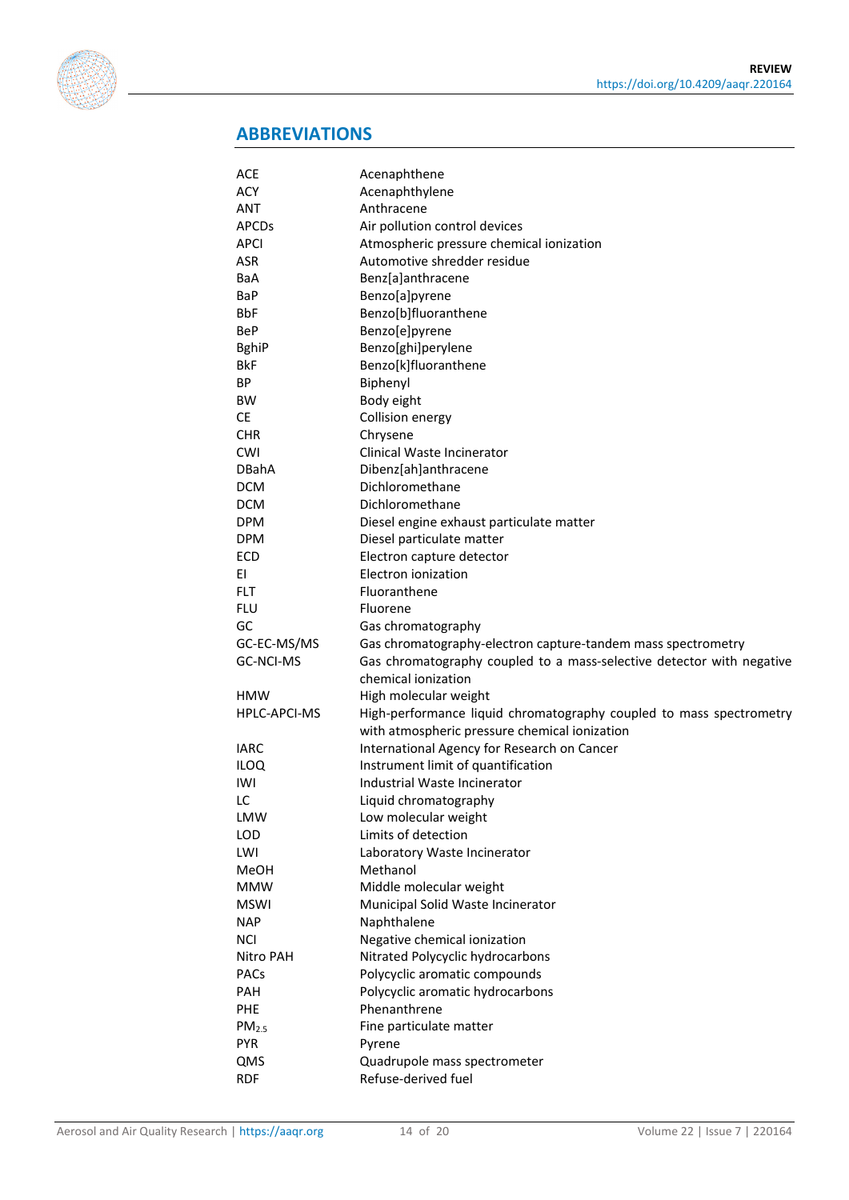## ABBREVIATIONS

| | |
|---|---|
| ACE | Acenaphthene |
| ACY | Acenaphthylene |
| ANT | Anthracene |
| APCDs | Air pollution control devices |
| APCI | Atmospheric pressure chemical ionization |
| ASR | Automotive shredder residue |
| BaA | Benz[a]anthracene |
| BaP | Benzo[a]pyrene |
| BbF | Benzo[b]fluoranthene |
| BeP | Benzo[e]pyrene |
| BghiP | Benzo[ghi]perylene |
| BkF | Benzo[k]fluoranthene |
| BP | Biphenyl |
| BW | Body eight |
| CE | Collision energy |
| CHR | Chrysene |
| CWI | Clinical Waste Incinerator |
| DBahA | Dibenz[ah]anthracene |
| DCM | Dichloromethane |
| DCM | Dichloromethane |
| DPM | Diesel engine exhaust particulate matter |
| DPM | Diesel particulate matter |
| ECD | Electron capture detector |
| EI | Electron ionization |
| FLT | Fluoranthene |
| FLU | Fluorene |
| GC | Gas chromatography |
| GC-EC-MS/MS | Gas chromatography-electron capture-tandem mass spectrometry |
| GC-NCI-MS | Gas chromatography coupled to a mass-selective detector with negative chemical ionization |
| HMW | High molecular weight |
| HPLC-APCI-MS | High-performance liquid chromatography coupled to mass spectrometry with atmospheric pressure chemical ionization |
| IARC | International Agency for Research on Cancer |
| ILOQ | Instrument limit of quantification |
| IWI | Industrial Waste Incinerator |
| LC | Liquid chromatography |
| LMW | Low molecular weight |
| LOD | Limits of detection |
| LWI | Laboratory Waste Incinerator |
| MeOH | Methanol |
| MMW | Middle molecular weight |
| MSWI | Municipal Solid Waste Incinerator |
| NAP | Naphthalene |
| NCI | Negative chemical ionization |
| Nitro PAH | Nitrated Polycyclic hydrocarbons |
| PACs | Polycyclic aromatic compounds |
| PAH | Polycyclic aromatic hydrocarbons |
| PHE | Phenanthrene |
| $PM_{2.5}$ | Fine particulate matter |
| PYR | Pyrene |
| QMS | Quadrupole mass spectrometer |
| RDF | Refuse-derived fuel |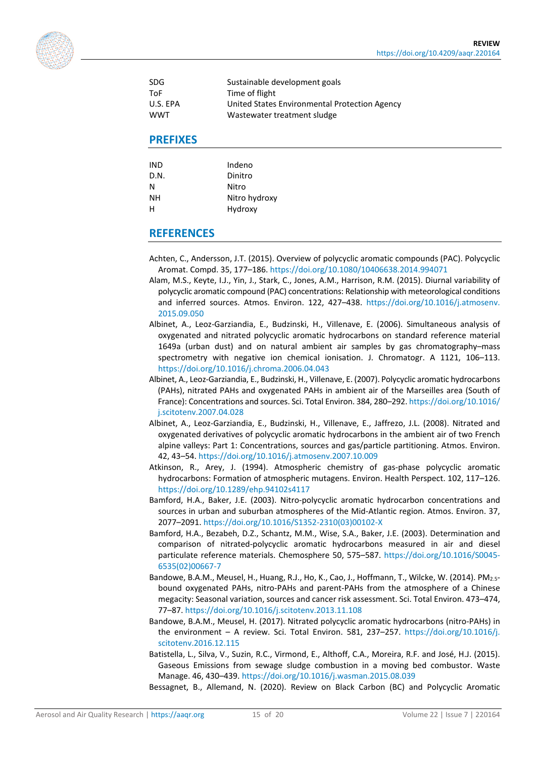| | |
|---|---|
| SDG | Sustainable development goals |
| ToF | Time of flight |
| U.S. EPA | United States Environmental Protection Agency |
| WWT | Wastewater treatment sludge |

## PREFIXES

| | |
|---|---|
| IND | Indeno |
| D.N. | Dinitro |
| N | Nitro |
| NH | Nitro hydroxy |
| H | Hydroxy |

## REFERENCES

Achten, C., Andersson, J.T. (2015). Overview of polycyclic aromatic compounds (PAC). Polycyclic Aromat. Compd. 35, 177–186. https://doi.org/10.1080/10406638.2014.994071

Alam, M.S., Keyte, I.J., Yin, J., Stark, C., Jones, A.M., Harrison, R.M. (2015). Diurnal variability of polycyclic aromatic compound (PAC) concentrations: Relationship with meteorological conditions and inferred sources. Atmos. Environ. 122, 427–438. https://doi.org/10.1016/j.atmosenv.2015.09.050

Albinet, A., Leoz-Garziandia, E., Budzinski, H., Villenave, E. (2006). Simultaneous analysis of oxygenated and nitrated polycyclic aromatic hydrocarbons on standard reference material 1649a (urban dust) and on natural ambient air samples by gas chromatography–mass spectrometry with negative ion chemical ionisation. J. Chromatogr. A 1121, 106–113. https://doi.org/10.1016/j.chroma.2006.04.043

Albinet, A., Leoz-Garziandia, E., Budzinski, H., Villenave, E. (2007). Polycyclic aromatic hydrocarbons (PAHs), nitrated PAHs and oxygenated PAHs in ambient air of the Marseilles area (South of France): Concentrations and sources. Sci. Total Environ. 384, 280–292. https://doi.org/10.1016/j.scitotenv.2007.04.028

Albinet, A., Leoz-Garziandia, E., Budzinski, H., Villenave, E., Jaffrezo, J.L. (2008). Nitrated and oxygenated derivatives of polycyclic aromatic hydrocarbons in the ambient air of two French alpine valleys: Part 1: Concentrations, sources and gas/particle partitioning. Atmos. Environ. 42, 43–54. https://doi.org/10.1016/j.atmosenv.2007.10.009

Atkinson, R., Arey, J. (1994). Atmospheric chemistry of gas-phase polycyclic aromatic hydrocarbons: Formation of atmospheric mutagens. Environ. Health Perspect. 102, 117–126. https://doi.org/10.1289/ehp.94102s4117

Bamford, H.A., Baker, J.E. (2003). Nitro-polycyclic aromatic hydrocarbon concentrations and sources in urban and suburban atmospheres of the Mid-Atlantic region. Atmos. Environ. 37, 2077–2091. https://doi.org/10.1016/S1352-2310(03)00102-X

Bamford, H.A., Bezabeh, D.Z., Schantz, M.M., Wise, S.A., Baker, J.E. (2003). Determination and comparison of nitrated-polycyclic aromatic hydrocarbons measured in air and diesel particulate reference materials. Chemosphere 50, 575–587. https://doi.org/10.1016/S0045-6535(02)00667-7

Bandowe, B.A.M., Meusel, H., Huang, R.J., Ho, K., Cao, J., Hoffmann, T., Wilcke, W. (2014). $PM_{2.5}$-bound oxygenated PAHs, nitro-PAHs and parent-PAHs from the atmosphere of a Chinese megacity: Seasonal variation, sources and cancer risk assessment. Sci. Total Environ. 473–474, 77–87. https://doi.org/10.1016/j.scitotenv.2013.11.108

Bandowe, B.A.M., Meusel, H. (2017). Nitrated polycyclic aromatic hydrocarbons (nitro-PAHs) in the environment – A review. Sci. Total Environ. 581, 237–257. https://doi.org/10.1016/j.scitotenv.2016.12.115

Batistella, L., Silva, V., Suzin, R.C., Virmond, E., Althoff, C.A., Moreira, R.F. and José, H.J. (2015). Gaseous Emissions from sewage sludge combustion in a moving bed combustor. Waste Manage. 46, 430–439. https://doi.org/10.1016/j.wasman.2015.08.039

Bessagnet, B., Allemand, N. (2020). Review on Black Carbon (BC) and Polycyclic Aromatic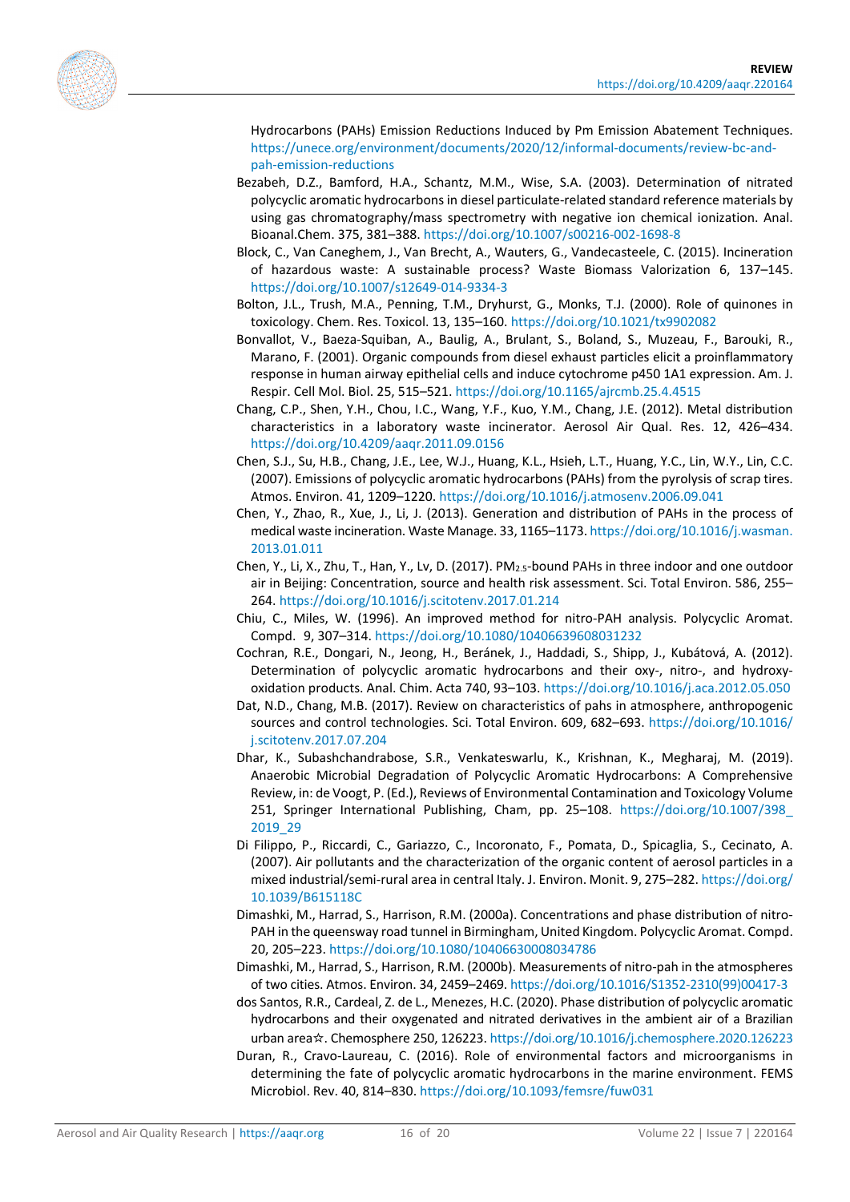Hydrocarbons (PAHs) Emission Reductions Induced by Pm Emission Abatement Techniques. https://unece.org/environment/documents/2020/12/informal-documents/review-bc-and-pah-emission-reductions

Bezabeh, D.Z., Bamford, H.A., Schantz, M.M., Wise, S.A. (2003). Determination of nitrated polycyclic aromatic hydrocarbons in diesel particulate-related standard reference materials by using gas chromatography/mass spectrometry with negative ion chemical ionization. Anal. Bioanal.Chem. 375, 381–388. https://doi.org/10.1007/s00216-002-1698-8

Block, C., Van Caneghem, J., Van Brecht, A., Wauters, G., Vandecasteele, C. (2015). Incineration of hazardous waste: A sustainable process? Waste Biomass Valorization 6, 137–145. https://doi.org/10.1007/s12649-014-9334-3

Bolton, J.L., Trush, M.A., Penning, T.M., Dryhurst, G., Monks, T.J. (2000). Role of quinones in toxicology. Chem. Res. Toxicol. 13, 135–160. https://doi.org/10.1021/tx9902082

Bonvallot, V., Baeza-Squiban, A., Baulig, A., Brulant, S., Boland, S., Muzeau, F., Barouki, R., Marano, F. (2001). Organic compounds from diesel exhaust particles elicit a proinflammatory response in human airway epithelial cells and induce cytochrome p450 1A1 expression. Am. J. Respir. Cell Mol. Biol. 25, 515–521. https://doi.org/10.1165/ajrcmb.25.4.4515

Chang, C.P., Shen, Y.H., Chou, I.C., Wang, Y.F., Kuo, Y.M., Chang, J.E. (2012). Metal distribution characteristics in a laboratory waste incinerator. Aerosol Air Qual. Res. 12, 426–434. https://doi.org/10.4209/aaqr.2011.09.0156

Chen, S.J., Su, H.B., Chang, J.E., Lee, W.J., Huang, K.L., Hsieh, L.T., Huang, Y.C., Lin, W.Y., Lin, C.C. (2007). Emissions of polycyclic aromatic hydrocarbons (PAHs) from the pyrolysis of scrap tires. Atmos. Environ. 41, 1209–1220. https://doi.org/10.1016/j.atmosenv.2006.09.041

Chen, Y., Zhao, R., Xue, J., Li, J. (2013). Generation and distribution of PAHs in the process of medical waste incineration. Waste Manage. 33, 1165–1173. https://doi.org/10.1016/j.wasman.2013.01.011

Chen, Y., Li, X., Zhu, T., Han, Y., Lv, D. (2017). $PM_{2.5}$-bound PAHs in three indoor and one outdoor air in Beijing: Concentration, source and health risk assessment. Sci. Total Environ. 586, 255–264. https://doi.org/10.1016/j.scitotenv.2017.01.214

Chiu, C., Miles, W. (1996). An improved method for nitro-PAH analysis. Polycyclic Aromat. Compd. 9, 307–314. https://doi.org/10.1080/10406639608031232

Cochran, R.E., Dongari, N., Jeong, H., Beránek, J., Haddadi, S., Shipp, J., Kubátová, A. (2012). Determination of polycyclic aromatic hydrocarbons and their oxy-, nitro-, and hydroxy-oxidation products. Anal. Chim. Acta 740, 93–103. https://doi.org/10.1016/j.aca.2012.05.050

Dat, N.D., Chang, M.B. (2017). Review on characteristics of pahs in atmosphere, anthropogenic sources and control technologies. Sci. Total Environ. 609, 682–693. https://doi.org/10.1016/j.scitotenv.2017.07.204

Dhar, K., Subashchandrabose, S.R., Venkateswarlu, K., Krishnan, K., Megharaj, M. (2019). Anaerobic Microbial Degradation of Polycyclic Aromatic Hydrocarbons: A Comprehensive Review, in: de Voogt, P. (Ed.), Reviews of Environmental Contamination and Toxicology Volume 251, Springer International Publishing, Cham, pp. 25–108. https://doi.org/10.1007/398_2019_29

Di Filippo, P., Riccardi, C., Gariazzo, C., Incoronato, F., Pomata, D., Spicaglia, S., Cecinato, A. (2007). Air pollutants and the characterization of the organic content of aerosol particles in a mixed industrial/semi-rural area in central Italy. J. Environ. Monit. 9, 275–282. https://doi.org/10.1039/B615118C

Dimashki, M., Harrad, S., Harrison, R.M. (2000a). Concentrations and phase distribution of nitro-PAH in the queensway road tunnel in Birmingham, United Kingdom. Polycyclic Aromat. Compd. 20, 205–223. https://doi.org/10.1080/10406630008034786

Dimashki, M., Harrad, S., Harrison, R.M. (2000b). Measurements of nitro-pah in the atmospheres of two cities. Atmos. Environ. 34, 2459–2469. https://doi.org/10.1016/S1352-2310(99)00417-3

dos Santos, R.R., Cardeal, Z. de L., Menezes, H.C. (2020). Phase distribution of polycyclic aromatic hydrocarbons and their oxygenated and nitrated derivatives in the ambient air of a Brazilian urban area☆. Chemosphere 250, 126223. https://doi.org/10.1016/j.chemosphere.2020.126223

Duran, R., Cravo-Laureau, C. (2016). Role of environmental factors and microorganisms in determining the fate of polycyclic aromatic hydrocarbons in the marine environment. FEMS Microbiol. Rev. 40, 814–830. https://doi.org/10.1093/femsre/fuw031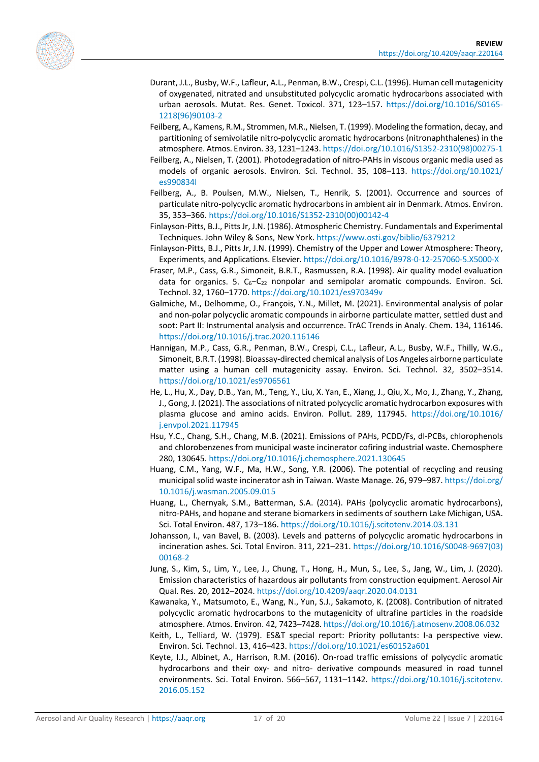Durant, J.L., Busby, W.F., Lafleur, A.L., Penman, B.W., Crespi, C.L. (1996). Human cell mutagenicity of oxygenated, nitrated and unsubstituted polycyclic aromatic hydrocarbons associated with urban aerosols. Mutat. Res. Genet. Toxicol. 371, 123–157. https://doi.org/10.1016/S0165-1218(96)90103-2

Feilberg, A., Kamens, R.M., Strommen, M.R., Nielsen, T. (1999). Modeling the formation, decay, and partitioning of semivolatile nitro-polycyclic aromatic hydrocarbons (nitronaphthalenes) in the atmosphere. Atmos. Environ. 33, 1231–1243. https://doi.org/10.1016/S1352-2310(98)00275-1

Feilberg, A., Nielsen, T. (2001). Photodegradation of nitro-PAHs in viscous organic media used as models of organic aerosols. Environ. Sci. Technol. 35, 108–113. https://doi.org/10.1021/es990834l

Feilberg, A., B. Poulsen, M.W., Nielsen, T., Henrik, S. (2001). Occurrence and sources of particulate nitro-polycyclic aromatic hydrocarbons in ambient air in Denmark. Atmos. Environ. 35, 353–366. https://doi.org/10.1016/S1352-2310(00)00142-4

Finlayson-Pitts, B.J., Pitts Jr, J.N. (1986). Atmospheric Chemistry. Fundamentals and Experimental Techniques. John Wiley & Sons, New York. https://www.osti.gov/biblio/6379212

Finlayson-Pitts, B.J., Pitts Jr, J.N. (1999). Chemistry of the Upper and Lower Atmosphere: Theory, Experiments, and Applications. Elsevier. https://doi.org/10.1016/B978-0-12-257060-5.X5000-X

Fraser, M.P., Cass, G.R., Simoneit, B.R.T., Rasmussen, R.A. (1998). Air quality model evaluation data for organics. 5. $C_6$–$C_{22}$ nonpolar and semipolar aromatic compounds. Environ. Sci. Technol. 32, 1760–1770. https://doi.org/10.1021/es970349v

Galmiche, M., Delhomme, O., François, Y.N., Millet, M. (2021). Environmental analysis of polar and non-polar polycyclic aromatic compounds in airborne particulate matter, settled dust and soot: Part II: Instrumental analysis and occurrence. TrAC Trends in Analy. Chem. 134, 116146. https://doi.org/10.1016/j.trac.2020.116146

Hannigan, M.P., Cass, G.R., Penman, B.W., Crespi, C.L., Lafleur, A.L., Busby, W.F., Thilly, W.G., Simoneit, B.R.T. (1998). Bioassay-directed chemical analysis of Los Angeles airborne particulate matter using a human cell mutagenicity assay. Environ. Sci. Technol. 32, 3502–3514. https://doi.org/10.1021/es9706561

He, L., Hu, X., Day, D.B., Yan, M., Teng, Y., Liu, X. Yan, E., Xiang, J., Qiu, X., Mo, J., Zhang, Y., Zhang, J., Gong, J. (2021). The associations of nitrated polycyclic aromatic hydrocarbon exposures with plasma glucose and amino acids. Environ. Pollut. 289, 117945. https://doi.org/10.1016/j.envpol.2021.117945

Hsu, Y.C., Chang, S.H., Chang, M.B. (2021). Emissions of PAHs, PCDD/Fs, dl-PCBs, chlorophenols and chlorobenzenes from municipal waste incinerator cofiring industrial waste. Chemosphere 280, 130645. https://doi.org/10.1016/j.chemosphere.2021.130645

Huang, C.M., Yang, W.F., Ma, H.W., Song, Y.R. (2006). The potential of recycling and reusing municipal solid waste incinerator ash in Taiwan. Waste Manage. 26, 979–987. https://doi.org/10.1016/j.wasman.2005.09.015

Huang, L., Chernyak, S.M., Batterman, S.A. (2014). PAHs (polycyclic aromatic hydrocarbons), nitro-PAHs, and hopane and sterane biomarkers in sediments of southern Lake Michigan, USA. Sci. Total Environ. 487, 173–186. https://doi.org/10.1016/j.scitotenv.2014.03.131

Johansson, I., van Bavel, B. (2003). Levels and patterns of polycyclic aromatic hydrocarbons in incineration ashes. Sci. Total Environ. 311, 221–231. https://doi.org/10.1016/S0048-9697(03)00168-2

Jung, S., Kim, S., Lim, Y., Lee, J., Chung, T., Hong, H., Mun, S., Lee, S., Jang, W., Lim, J. (2020). Emission characteristics of hazardous air pollutants from construction equipment. Aerosol Air Qual. Res. 20, 2012–2024. https://doi.org/10.4209/aaqr.2020.04.0131

Kawanaka, Y., Matsumoto, E., Wang, N., Yun, S.J., Sakamoto, K. (2008). Contribution of nitrated polycyclic aromatic hydrocarbons to the mutagenicity of ultrafine particles in the roadside atmosphere. Atmos. Environ. 42, 7423–7428. https://doi.org/10.1016/j.atmosenv.2008.06.032

Keith, L., Telliard, W. (1979). ES&T special report: Priority pollutants: I-a perspective view. Environ. Sci. Technol. 13, 416–423. https://doi.org/10.1021/es60152a601

Keyte, I.J., Albinet, A., Harrison, R.M. (2016). On-road traffic emissions of polycyclic aromatic hydrocarbons and their oxy- and nitro- derivative compounds measured in road tunnel environments. Sci. Total Environ. 566–567, 1131–1142. https://doi.org/10.1016/j.scitotenv.2016.05.152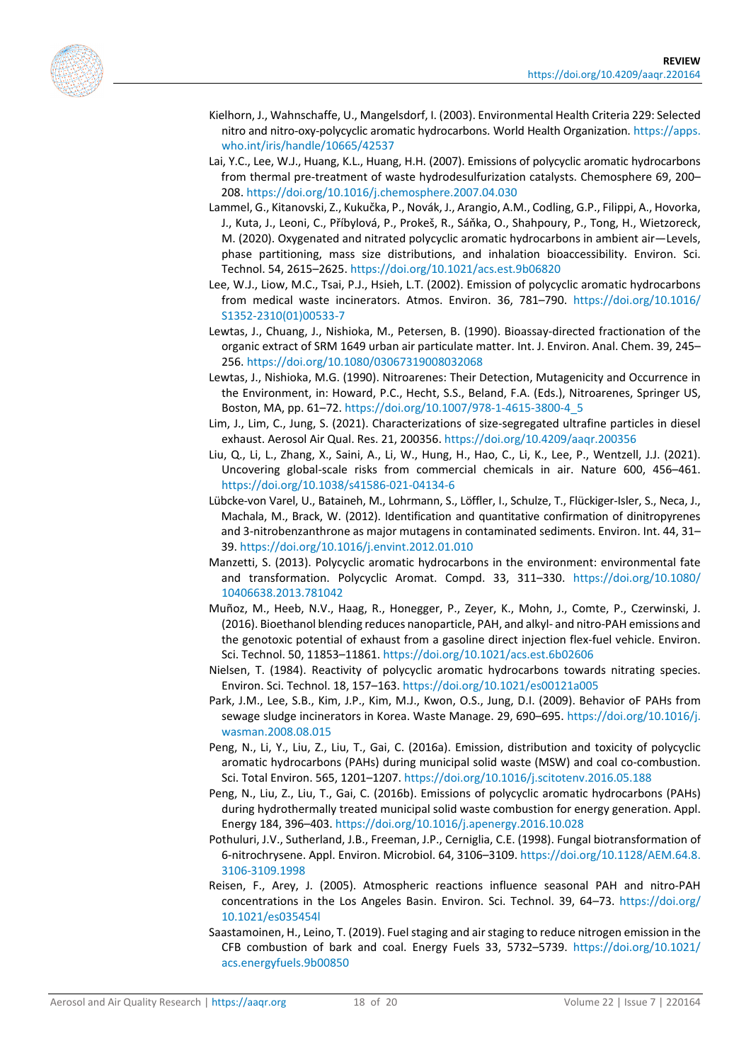Kielhorn, J., Wahnschaffe, U., Mangelsdorf, I. (2003). Environmental Health Criteria 229: Selected nitro and nitro-oxy-polycyclic aromatic hydrocarbons. World Health Organization. https://apps.who.int/iris/handle/10665/42537

Lai, Y.C., Lee, W.J., Huang, K.L., Huang, H.H. (2007). Emissions of polycyclic aromatic hydrocarbons from thermal pre-treatment of waste hydrodesulfurization catalysts. Chemosphere 69, 200–208. https://doi.org/10.1016/j.chemosphere.2007.04.030

Lammel, G., Kitanovski, Z., Kukučka, P., Novák, J., Arangio, A.M., Codling, G.P., Filippi, A., Hovorka, J., Kuta, J., Leoni, C., Příbylová, P., Prokeš, R., Sáňka, O., Shahpoury, P., Tong, H., Wietzoreck, M. (2020). Oxygenated and nitrated polycyclic aromatic hydrocarbons in ambient air—Levels, phase partitioning, mass size distributions, and inhalation bioaccessibility. Environ. Sci. Technol. 54, 2615–2625. https://doi.org/10.1021/acs.est.9b06820

Lee, W.J., Liow, M.C., Tsai, P.J., Hsieh, L.T. (2002). Emission of polycyclic aromatic hydrocarbons from medical waste incinerators. Atmos. Environ. 36, 781–790. https://doi.org/10.1016/S1352-2310(01)00533-7

Lewtas, J., Chuang, J., Nishioka, M., Petersen, B. (1990). Bioassay-directed fractionation of the organic extract of SRM 1649 urban air particulate matter. Int. J. Environ. Anal. Chem. 39, 245–256. https://doi.org/10.1080/03067319008032068

Lewtas, J., Nishioka, M.G. (1990). Nitroarenes: Their Detection, Mutagenicity and Occurrence in the Environment, in: Howard, P.C., Hecht, S.S., Beland, F.A. (Eds.), Nitroarenes, Springer US, Boston, MA, pp. 61–72. https://doi.org/10.1007/978-1-4615-3800-4_5

Lim, J., Lim, C., Jung, S. (2021). Characterizations of size-segregated ultrafine particles in diesel exhaust. Aerosol Air Qual. Res. 21, 200356. https://doi.org/10.4209/aaqr.200356

Liu, Q., Li, L., Zhang, X., Saini, A., Li, W., Hung, H., Hao, C., Li, K., Lee, P., Wentzell, J.J. (2021). Uncovering global-scale risks from commercial chemicals in air. Nature 600, 456–461. https://doi.org/10.1038/s41586-021-04134-6

Lübcke-von Varel, U., Bataineh, M., Lohrmann, S., Löffler, I., Schulze, T., Flückiger-Isler, S., Neca, J., Machala, M., Brack, W. (2012). Identification and quantitative confirmation of dinitropyrenes and 3-nitrobenzanthrone as major mutagens in contaminated sediments. Environ. Int. 44, 31–39. https://doi.org/10.1016/j.envint.2012.01.010

Manzetti, S. (2013). Polycyclic aromatic hydrocarbons in the environment: environmental fate and transformation. Polycyclic Aromat. Compd. 33, 311–330. https://doi.org/10.1080/10406638.2013.781042

Muñoz, M., Heeb, N.V., Haag, R., Honegger, P., Zeyer, K., Mohn, J., Comte, P., Czerwinski, J. (2016). Bioethanol blending reduces nanoparticle, PAH, and alkyl- and nitro-PAH emissions and the genotoxic potential of exhaust from a gasoline direct injection flex-fuel vehicle. Environ. Sci. Technol. 50, 11853–11861. https://doi.org/10.1021/acs.est.6b02606

Nielsen, T. (1984). Reactivity of polycyclic aromatic hydrocarbons towards nitrating species. Environ. Sci. Technol. 18, 157–163. https://doi.org/10.1021/es00121a005

Park, J.M., Lee, S.B., Kim, J.P., Kim, M.J., Kwon, O.S., Jung, D.I. (2009). Behavior oF PAHs from sewage sludge incinerators in Korea. Waste Manage. 29, 690–695. https://doi.org/10.1016/j.wasman.2008.08.015

Peng, N., Li, Y., Liu, Z., Liu, T., Gai, C. (2016a). Emission, distribution and toxicity of polycyclic aromatic hydrocarbons (PAHs) during municipal solid waste (MSW) and coal co-combustion. Sci. Total Environ. 565, 1201–1207. https://doi.org/10.1016/j.scitotenv.2016.05.188

Peng, N., Liu, Z., Liu, T., Gai, C. (2016b). Emissions of polycyclic aromatic hydrocarbons (PAHs) during hydrothermally treated municipal solid waste combustion for energy generation. Appl. Energy 184, 396–403. https://doi.org/10.1016/j.apenergy.2016.10.028

Pothuluri, J.V., Sutherland, J.B., Freeman, J.P., Cerniglia, C.E. (1998). Fungal biotransformation of 6-nitrochrysene. Appl. Environ. Microbiol. 64, 3106–3109. https://doi.org/10.1128/AEM.64.8.3106-3109.1998

Reisen, F., Arey, J. (2005). Atmospheric reactions influence seasonal PAH and nitro-PAH concentrations in the Los Angeles Basin. Environ. Sci. Technol. 39, 64–73. https://doi.org/10.1021/es035454l

Saastamoinen, H., Leino, T. (2019). Fuel staging and air staging to reduce nitrogen emission in the CFB combustion of bark and coal. Energy Fuels 33, 5732–5739. https://doi.org/10.1021/acs.energyfuels.9b00850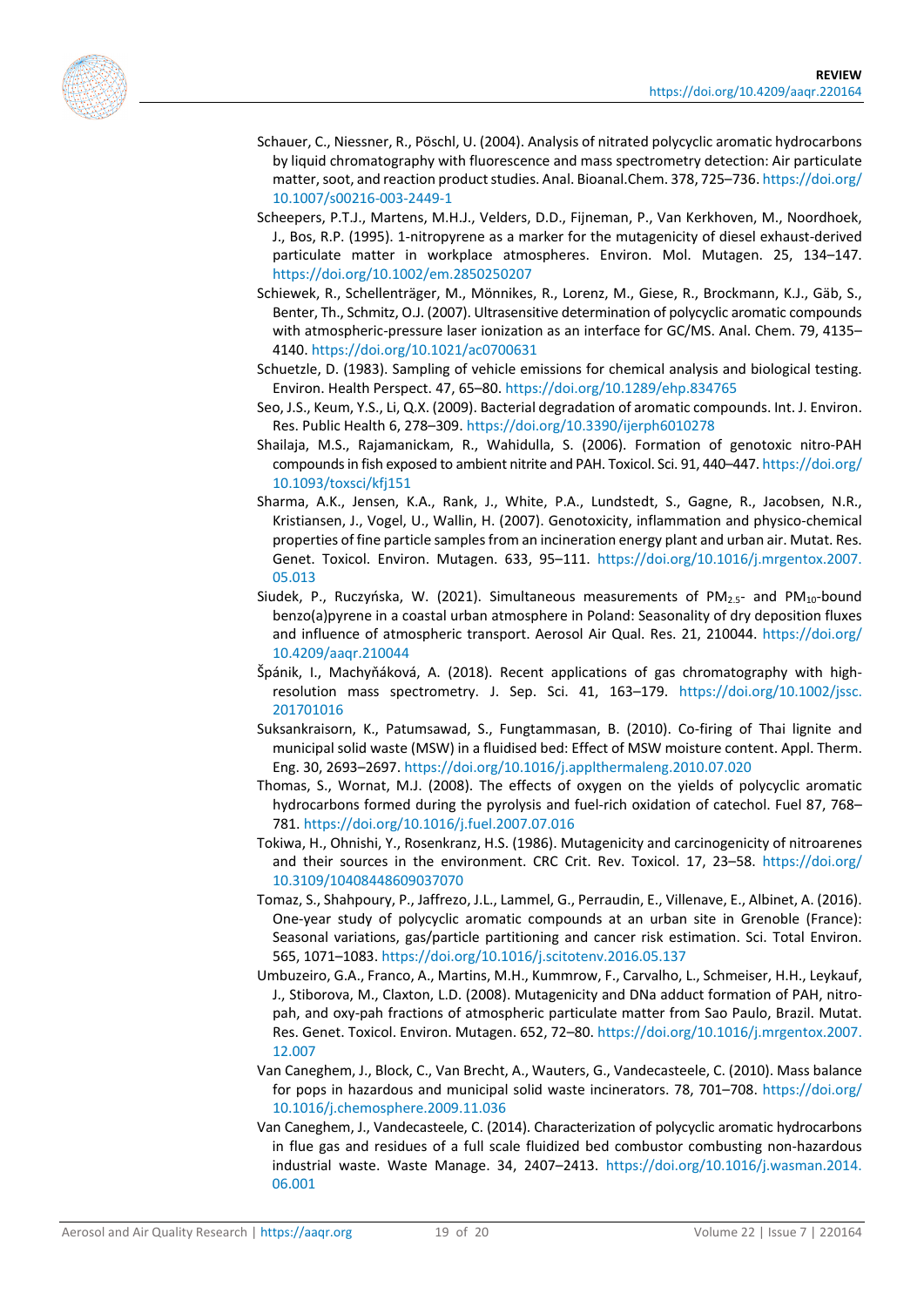Schauer, C., Niessner, R., Pöschl, U. (2004). Analysis of nitrated polycyclic aromatic hydrocarbons by liquid chromatography with fluorescence and mass spectrometry detection: Air particulate matter, soot, and reaction product studies. Anal. Bioanal.Chem. 378, 725–736. https://doi.org/10.1007/s00216-003-2449-1

Scheepers, P.T.J., Martens, M.H.J., Velders, D.D., Fijneman, P., Van Kerkhoven, M., Noordhoek, J., Bos, R.P. (1995). 1-nitropyrene as a marker for the mutagenicity of diesel exhaust-derived particulate matter in workplace atmospheres. Environ. Mol. Mutagen. 25, 134–147. https://doi.org/10.1002/em.2850250207

Schiewek, R., Schellenträger, M., Mönnikes, R., Lorenz, M., Giese, R., Brockmann, K.J., Gäb, S., Benter, Th., Schmitz, O.J. (2007). Ultrasensitive determination of polycyclic aromatic compounds with atmospheric-pressure laser ionization as an interface for GC/MS. Anal. Chem. 79, 4135–4140. https://doi.org/10.1021/ac0700631

Schuetzle, D. (1983). Sampling of vehicle emissions for chemical analysis and biological testing. Environ. Health Perspect. 47, 65–80. https://doi.org/10.1289/ehp.834765

Seo, J.S., Keum, Y.S., Li, Q.X. (2009). Bacterial degradation of aromatic compounds. Int. J. Environ. Res. Public Health 6, 278–309. https://doi.org/10.3390/ijerph6010278

Shailaja, M.S., Rajamanickam, R., Wahidulla, S. (2006). Formation of genotoxic nitro-PAH compounds in fish exposed to ambient nitrite and PAH. Toxicol. Sci. 91, 440–447. https://doi.org/10.1093/toxsci/kfj151

Sharma, A.K., Jensen, K.A., Rank, J., White, P.A., Lundstedt, S., Gagne, R., Jacobsen, N.R., Kristiansen, J., Vogel, U., Wallin, H. (2007). Genotoxicity, inflammation and physico-chemical properties of fine particle samples from an incineration energy plant and urban air. Mutat. Res. Genet. Toxicol. Environ. Mutagen. 633, 95–111. https://doi.org/10.1016/j.mrgentox.2007.05.013

Siudek, P., Ruczyńska, W. (2021). Simultaneous measurements of $PM_{2.5}$- and $PM_{10}$-bound benzo(a)pyrene in a coastal urban atmosphere in Poland: Seasonality of dry deposition fluxes and influence of atmospheric transport. Aerosol Air Qual. Res. 21, 210044. https://doi.org/10.4209/aaqr.210044

Špánik, I., Machyňáková, A. (2018). Recent applications of gas chromatography with high-resolution mass spectrometry. J. Sep. Sci. 41, 163–179. https://doi.org/10.1002/jssc.201701016

Suksankraisorn, K., Patumsawad, S., Fungtammasan, B. (2010). Co-firing of Thai lignite and municipal solid waste (MSW) in a fluidised bed: Effect of MSW moisture content. Appl. Therm. Eng. 30, 2693–2697. https://doi.org/10.1016/j.applthermaleng.2010.07.020

Thomas, S., Wornat, M.J. (2008). The effects of oxygen on the yields of polycyclic aromatic hydrocarbons formed during the pyrolysis and fuel-rich oxidation of catechol. Fuel 87, 768–781. https://doi.org/10.1016/j.fuel.2007.07.016

Tokiwa, H., Ohnishi, Y., Rosenkranz, H.S. (1986). Mutagenicity and carcinogenicity of nitroarenes and their sources in the environment. CRC Crit. Rev. Toxicol. 17, 23–58. https://doi.org/10.3109/10408448609037070

Tomaz, S., Shahpoury, P., Jaffrezo, J.L., Lammel, G., Perraudin, E., Villenave, E., Albinet, A. (2016). One-year study of polycyclic aromatic compounds at an urban site in Grenoble (France): Seasonal variations, gas/particle partitioning and cancer risk estimation. Sci. Total Environ. 565, 1071–1083. https://doi.org/10.1016/j.scitotenv.2016.05.137

Umbuzeiro, G.A., Franco, A., Martins, M.H., Kummrow, F., Carvalho, L., Schmeiser, H.H., Leykauf, J., Stiborova, M., Claxton, L.D. (2008). Mutagenicity and DNa adduct formation of PAH, nitro-pah, and oxy-pah fractions of atmospheric particulate matter from Sao Paulo, Brazil. Mutat. Res. Genet. Toxicol. Environ. Mutagen. 652, 72–80. https://doi.org/10.1016/j.mrgentox.2007.12.007

Van Caneghem, J., Block, C., Van Brecht, A., Wauters, G., Vandecasteele, C. (2010). Mass balance for pops in hazardous and municipal solid waste incinerators. 78, 701–708. https://doi.org/10.1016/j.chemosphere.2009.11.036

Van Caneghem, J., Vandecasteele, C. (2014). Characterization of polycyclic aromatic hydrocarbons in flue gas and residues of a full scale fluidized bed combustor combusting non-hazardous industrial waste. Waste Manage. 34, 2407–2413. https://doi.org/10.1016/j.wasman.2014.06.001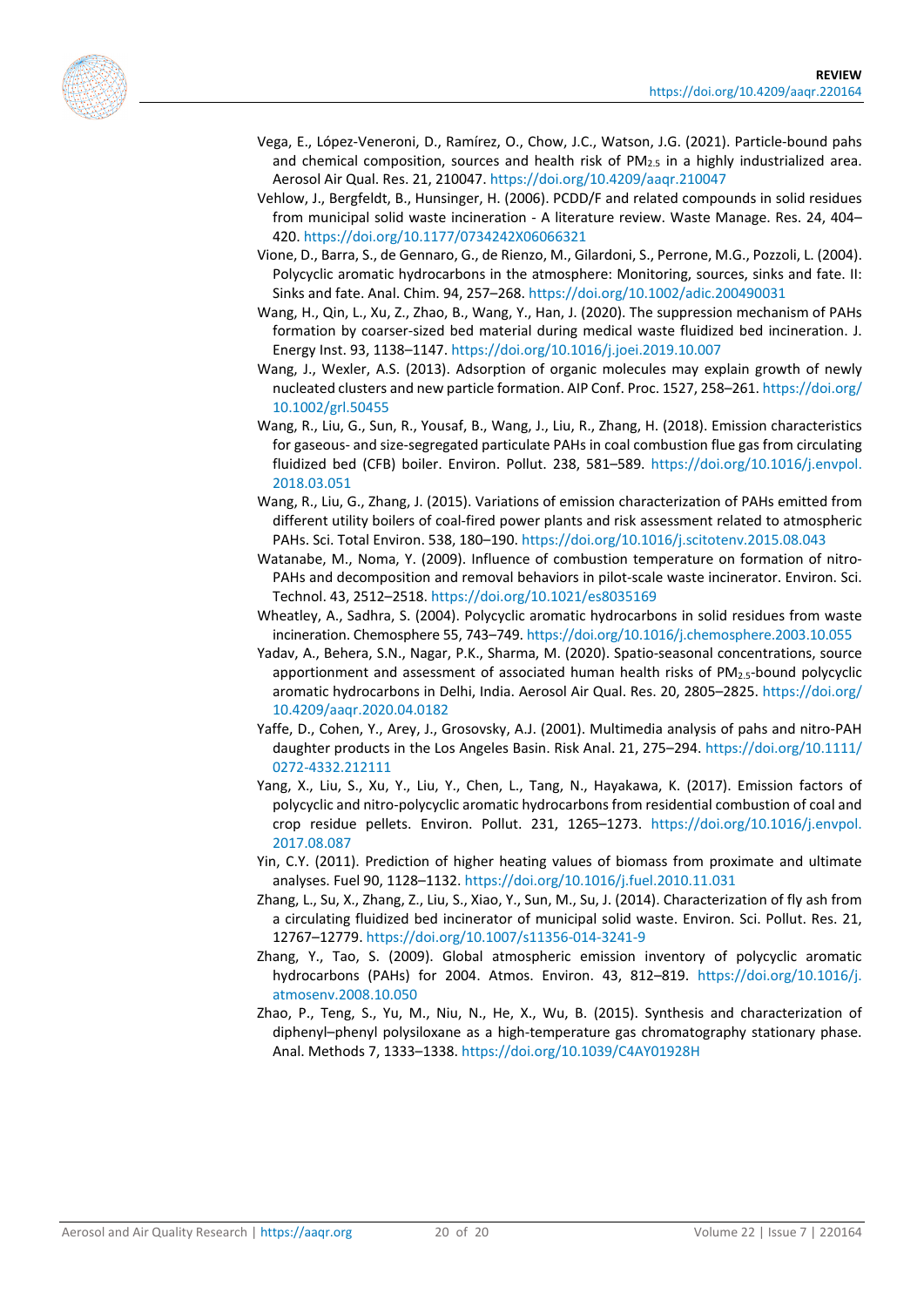Vega, E., López-Veneroni, D., Ramírez, O., Chow, J.C., Watson, J.G. (2021). Particle-bound pahs and chemical composition, sources and health risk of $PM_{2.5}$ in a highly industrialized area. Aerosol Air Qual. Res. 21, 210047. https://doi.org/10.4209/aaqr.210047

Vehlow, J., Bergfeldt, B., Hunsinger, H. (2006). PCDD/F and related compounds in solid residues from municipal solid waste incineration - A literature review. Waste Manage. Res. 24, 404–420. https://doi.org/10.1177/0734242X06066321

Vione, D., Barra, S., de Gennaro, G., de Rienzo, M., Gilardoni, S., Perrone, M.G., Pozzoli, L. (2004). Polycyclic aromatic hydrocarbons in the atmosphere: Monitoring, sources, sinks and fate. II: Sinks and fate. Anal. Chim. 94, 257–268. https://doi.org/10.1002/adic.200490031

Wang, H., Qin, L., Xu, Z., Zhao, B., Wang, Y., Han, J. (2020). The suppression mechanism of PAHs formation by coarser-sized bed material during medical waste fluidized bed incineration. J. Energy Inst. 93, 1138–1147. https://doi.org/10.1016/j.joei.2019.10.007

Wang, J., Wexler, A.S. (2013). Adsorption of organic molecules may explain growth of newly nucleated clusters and new particle formation. AIP Conf. Proc. 1527, 258–261. https://doi.org/10.1002/grl.50455

Wang, R., Liu, G., Sun, R., Yousaf, B., Wang, J., Liu, R., Zhang, H. (2018). Emission characteristics for gaseous- and size-segregated particulate PAHs in coal combustion flue gas from circulating fluidized bed (CFB) boiler. Environ. Pollut. 238, 581–589. https://doi.org/10.1016/j.envpol.2018.03.051

Wang, R., Liu, G., Zhang, J. (2015). Variations of emission characterization of PAHs emitted from different utility boilers of coal-fired power plants and risk assessment related to atmospheric PAHs. Sci. Total Environ. 538, 180–190. https://doi.org/10.1016/j.scitotenv.2015.08.043

Watanabe, M., Noma, Y. (2009). Influence of combustion temperature on formation of nitro-PAHs and decomposition and removal behaviors in pilot-scale waste incinerator. Environ. Sci. Technol. 43, 2512–2518. https://doi.org/10.1021/es8035169

Wheatley, A., Sadhra, S. (2004). Polycyclic aromatic hydrocarbons in solid residues from waste incineration. Chemosphere 55, 743–749. https://doi.org/10.1016/j.chemosphere.2003.10.055

Yadav, A., Behera, S.N., Nagar, P.K., Sharma, M. (2020). Spatio-seasonal concentrations, source apportionment and assessment of associated human health risks of $PM_{2.5}$-bound polycyclic aromatic hydrocarbons in Delhi, India. Aerosol Air Qual. Res. 20, 2805–2825. https://doi.org/10.4209/aaqr.2020.04.0182

Yaffe, D., Cohen, Y., Arey, J., Grosovsky, A.J. (2001). Multimedia analysis of pahs and nitro-PAH daughter products in the Los Angeles Basin. Risk Anal. 21, 275–294. https://doi.org/10.1111/0272-4332.212111

Yang, X., Liu, S., Xu, Y., Liu, Y., Chen, L., Tang, N., Hayakawa, K. (2017). Emission factors of polycyclic and nitro-polycyclic aromatic hydrocarbons from residential combustion of coal and crop residue pellets. Environ. Pollut. 231, 1265–1273. https://doi.org/10.1016/j.envpol.2017.08.087

Yin, C.Y. (2011). Prediction of higher heating values of biomass from proximate and ultimate analyses. Fuel 90, 1128–1132. https://doi.org/10.1016/j.fuel.2010.11.031

Zhang, L., Su, X., Zhang, Z., Liu, S., Xiao, Y., Sun, M., Su, J. (2014). Characterization of fly ash from a circulating fluidized bed incinerator of municipal solid waste. Environ. Sci. Pollut. Res. 21, 12767–12779. https://doi.org/10.1007/s11356-014-3241-9

Zhang, Y., Tao, S. (2009). Global atmospheric emission inventory of polycyclic aromatic hydrocarbons (PAHs) for 2004. Atmos. Environ. 43, 812–819. https://doi.org/10.1016/j.atmosenv.2008.10.050

Zhao, P., Teng, S., Yu, M., Niu, N., He, X., Wu, B. (2015). Synthesis and characterization of diphenyl–phenyl polysiloxane as a high-temperature gas chromatography stationary phase. Anal. Methods 7, 1333–1338. https://doi.org/10.1039/C4AY01928H